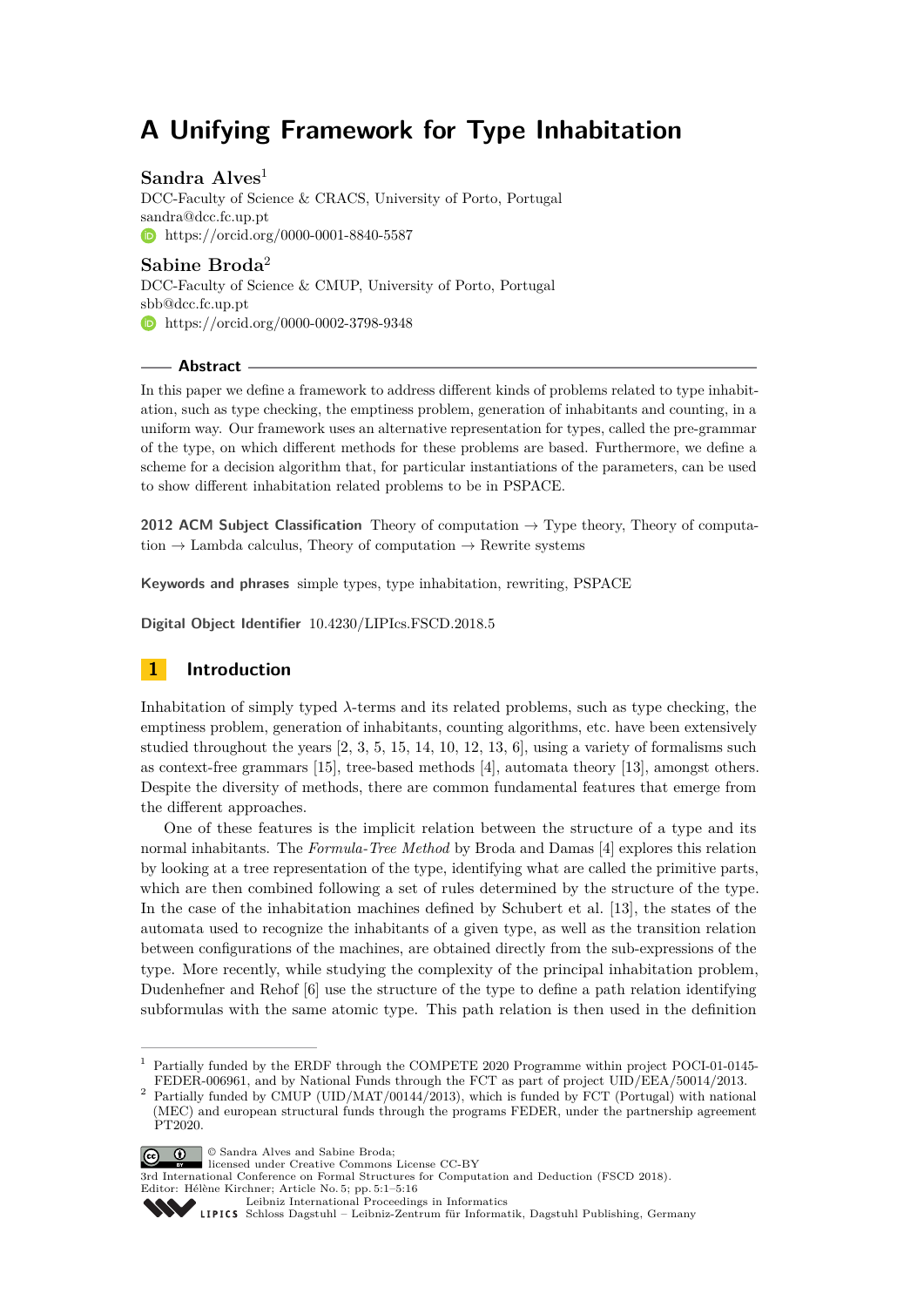# A Unifying Framework for Type Inhabitation

**Sandra Alves**[1]

DCC-Faculty of Science & CRACS, University of Porto, Portugal
sandra@dcc.fc.up.pt
https://orcid.org/0000-0001-8840-5587

**Sabine Broda**[2]

DCC-Faculty of Science & CMUP, University of Porto, Portugal
sbb@dcc.fc.up.pt
https://orcid.org/0000-0002-3798-9348

## Abstract

In this paper we define a framework to address different kinds of problems related to type inhabitation, such as type checking, the emptiness problem, generation of inhabitants and counting, in a uniform way. Our framework uses an alternative representation for types, called the pre-grammar of the type, on which different methods for these problems are based. Furthermore, we define a scheme for a decision algorithm that, for particular instantiations of the parameters, can be used to show different inhabitation related problems to be in PSPACE.

**2012 ACM Subject Classification** Theory of computation → Type theory, Theory of computation → Lambda calculus, Theory of computation → Rewrite systems

**Keywords and phrases** simple types, type inhabitation, rewriting, PSPACE

**Digital Object Identifier** 10.4230/LIPIcs.FSCD.2018.5

## 1 Introduction

Inhabitation of simply typed $\lambda$-terms and its related problems, such as type checking, the emptiness problem, generation of inhabitants, counting algorithms, etc. have been extensively studied throughout the years [2, 3, 5, 15, 14, 10, 12, 13, 6], using a variety of formalisms such as context-free grammars [15], tree-based methods [4], automata theory [13], amongst others. Despite the diversity of methods, there are common fundamental features that emerge from the different approaches.

One of these features is the implicit relation between the structure of a type and its normal inhabitants. The *Formula-Tree Method* by Broda and Damas [4] explores this relation by looking at a tree representation of the type, identifying what are called the primitive parts, which are then combined following a set of rules determined by the structure of the type. In the case of the inhabitation machines defined by Schubert et al. [13], the states of the automata used to recognize the inhabitants of a given type, as well as the transition relation between configurations of the machines, are obtained directly from the sub-expressions of the type. More recently, while studying the complexity of the principal inhabitation problem, Dudenhefner and Rehof [6] use the structure of the type to define a path relation identifying subformulas with the same atomic type. This path relation is then used in the definition

---

[1] Partially funded by the ERDF through the COMPETE 2020 Programme within project POCI-01-0145-FEDER-006961, and by National Funds through the FCT as part of project UID/EEA/50014/2013.

[2] Partially funded by CMUP (UID/MAT/00144/2013), which is funded by FCT (Portugal) with national (MEC) and european structural funds through the programs FEDER, under the partnership agreement PT2020.

© Sandra Alves and Sabine Broda;
licensed under Creative Commons License CC-BY
3rd International Conference on Formal Structures for Computation and Deduction (FSCD 2018).
Editor: Hélène Kirchner; Article No. 5; pp. 5:1–5:16
Leibniz International Proceedings in Informatics
LIPICS Schloss Dagstuhl – Leibniz-Zentrum für Informatik, Dagstuhl Publishing, Germany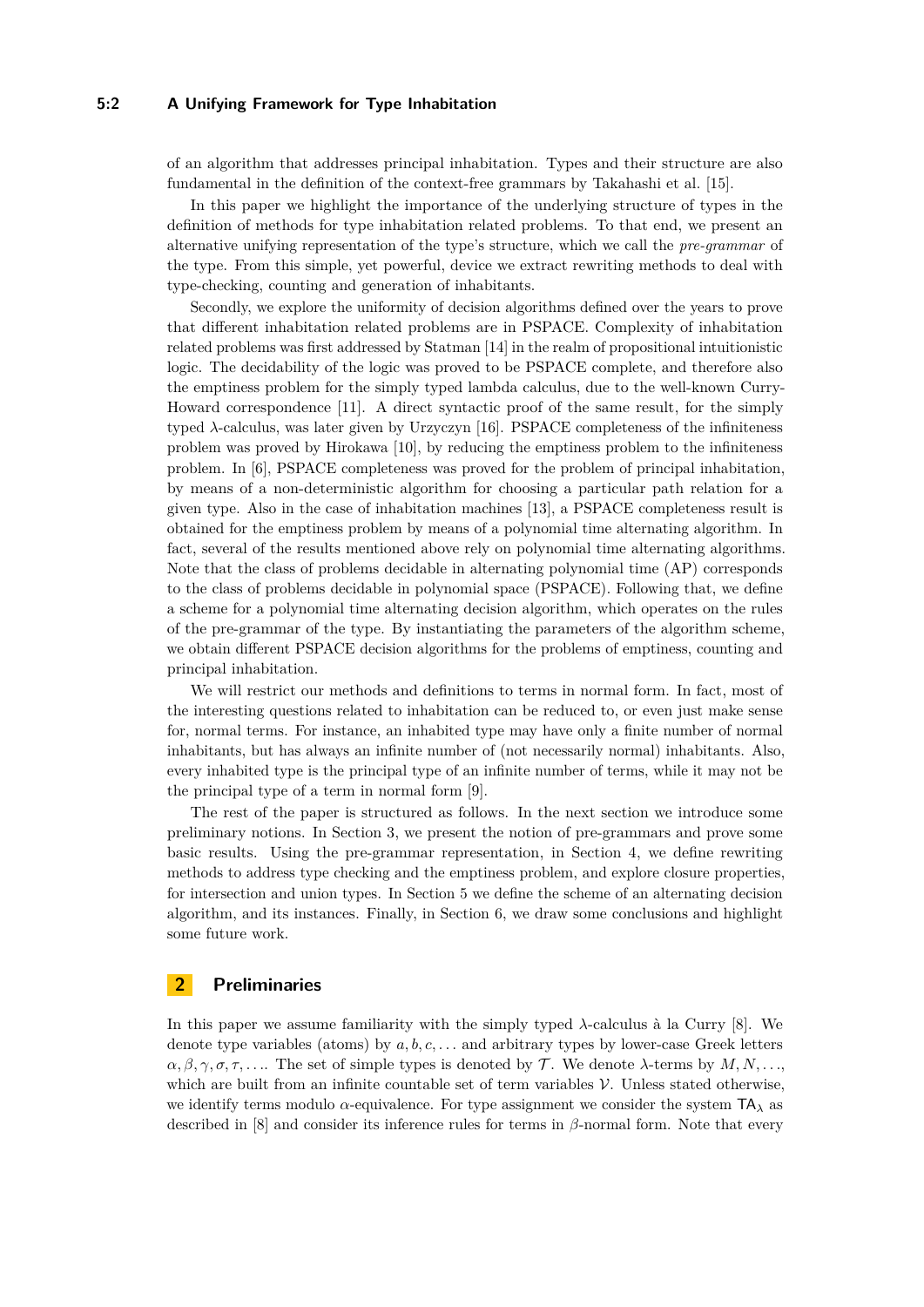of an algorithm that addresses principal inhabitation. Types and their structure are also fundamental in the definition of the context-free grammars by Takahashi et al. [15].

In this paper we highlight the importance of the underlying structure of types in the definition of methods for type inhabitation related problems. To that end, we present an alternative unifying representation of the type's structure, which we call the *pre-grammar* of the type. From this simple, yet powerful, device we extract rewriting methods to deal with type-checking, counting and generation of inhabitants.

Secondly, we explore the uniformity of decision algorithms defined over the years to prove that different inhabitation related problems are in PSPACE. Complexity of inhabitation related problems was first addressed by Statman [14] in the realm of propositional intuitionistic logic. The decidability of the logic was proved to be PSPACE complete, and therefore also the emptiness problem for the simply typed lambda calculus, due to the well-known Curry-Howard correspondence [11]. A direct syntactic proof of the same result, for the simply typed $\lambda$-calculus, was later given by Urzyczyn [16]. PSPACE completeness of the infiniteness problem was proved by Hirokawa [10], by reducing the emptiness problem to the infiniteness problem. In [6], PSPACE completeness was proved for the problem of principal inhabitation, by means of a non-deterministic algorithm for choosing a particular path relation for a given type. Also in the case of inhabitation machines [13], a PSPACE completeness result is obtained for the emptiness problem by means of a polynomial time alternating algorithm. In fact, several of the results mentioned above rely on polynomial time alternating algorithms. Note that the class of problems decidable in alternating polynomial time (AP) corresponds to the class of problems decidable in polynomial space (PSPACE). Following that, we define a scheme for a polynomial time alternating decision algorithm, which operates on the rules of the pre-grammar of the type. By instantiating the parameters of the algorithm scheme, we obtain different PSPACE decision algorithms for the problems of emptiness, counting and principal inhabitation.

We will restrict our methods and definitions to terms in normal form. In fact, most of the interesting questions related to inhabitation can be reduced to, or even just make sense for, normal terms. For instance, an inhabited type may have only a finite number of normal inhabitants, but has always an infinite number of (not necessarily normal) inhabitants. Also, every inhabited type is the principal type of an infinite number of terms, while it may not be the principal type of a term in normal form [9].

The rest of the paper is structured as follows. In the next section we introduce some preliminary notions. In Section 3, we present the notion of pre-grammars and prove some basic results. Using the pre-grammar representation, in Section 4, we define rewriting methods to address type checking and the emptiness problem, and explore closure properties, for intersection and union types. In Section 5 we define the scheme of an alternating decision algorithm, and its instances. Finally, in Section 6, we draw some conclusions and highlight some future work.

## 2 Preliminaries

In this paper we assume familiarity with the simply typed $\lambda$-calculus à la Curry [8]. We denote type variables (atoms) by $a, b, c, \ldots$ and arbitrary types by lower-case Greek letters $\alpha, \beta, \gamma, \sigma, \tau, \ldots$. The set of simple types is denoted by $\mathcal{T}$. We denote $\lambda$-terms by $M, N, \ldots$, which are built from an infinite countable set of term variables $\mathcal{V}$. Unless stated otherwise, we identify terms modulo $\alpha$-equivalence. For type assignment we consider the system $\mathsf{TA}_\lambda$ as described in [8] and consider its inference rules for terms in $\beta$-normal form. Note that every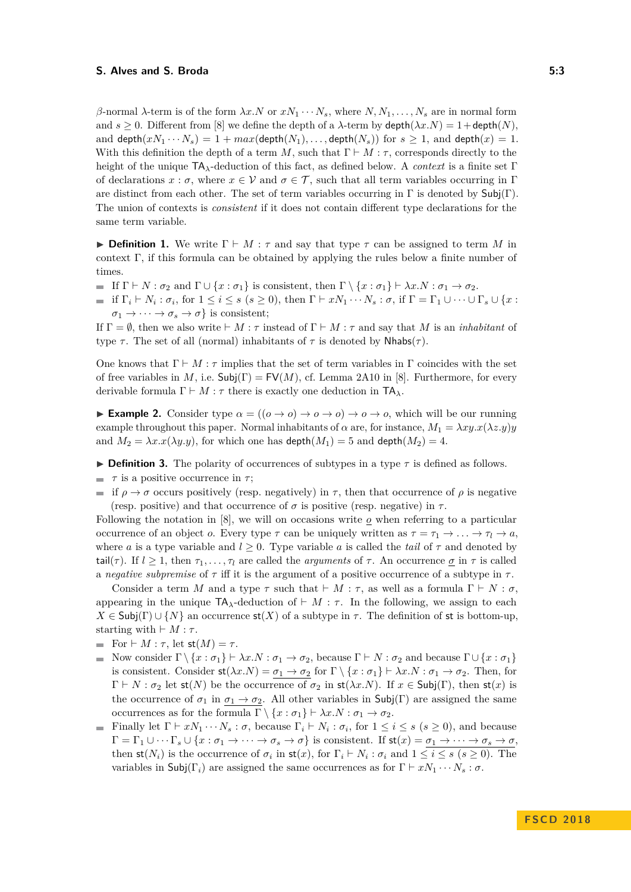$\beta$-normal $\lambda$-term is of the form $\lambda x.N$ or $xN_1 \cdots N_s$, where $N, N_1, \ldots, N_s$ are in normal form and $s \geq 0$. Different from [8] we define the depth of a $\lambda$-term by $\mathsf{depth}(\lambda x.N) = 1 + \mathsf{depth}(N)$, and $\mathsf{depth}(xN_1 \cdots N_s) = 1 + max(\mathsf{depth}(N_1), \ldots, \mathsf{depth}(N_s))$ for $s \geq 1$, and $\mathsf{depth}(x) = 1$. With this definition the depth of a term $M$, such that $\Gamma \vdash M : \tau$, corresponds directly to the height of the unique $\mathsf{TA}_\lambda$-deduction of this fact, as defined below. A *context* is a finite set $\Gamma$ of declarations $x : \sigma$, where $x \in \mathcal{V}$ and $\sigma \in \mathcal{T}$, such that all term variables occurring in $\Gamma$ are distinct from each other. The set of term variables occurring in $\Gamma$ is denoted by $\mathsf{Subj}(\Gamma)$. The union of contexts is *consistent* if it does not contain different type declarations for the same term variable.

▶ **Definition 1.** We write $\Gamma \vdash M : \tau$ and say that type $\tau$ can be assigned to term $M$ in context $\Gamma$, if this formula can be obtained by applying the rules below a finite number of times.

- If $\Gamma \vdash N : \sigma_2$ and $\Gamma \cup \{x : \sigma_1\}$ is consistent, then $\Gamma \setminus \{x : \sigma_1\} \vdash \lambda x.N : \sigma_1 \to \sigma_2$.
- if $\Gamma_i \vdash N_i : \sigma_i$, for $1 \leq i \leq s$ $(s \geq 0)$, then $\Gamma \vdash xN_1 \cdots N_s : \sigma$, if $\Gamma = \Gamma_1 \cup \cdots \cup \Gamma_s \cup \{x : \sigma_1 \to \cdots \to \sigma_s \to \sigma\}$ is consistent;

If $\Gamma = \emptyset$, then we also write $\vdash M : \tau$ instead of $\Gamma \vdash M : \tau$ and say that $M$ is an *inhabitant* of type $\tau$. The set of all (normal) inhabitants of $\tau$ is denoted by $\mathsf{Nhabs}(\tau)$.

One knows that $\Gamma \vdash M : \tau$ implies that the set of term variables in $\Gamma$ coincides with the set of free variables in $M$, i.e. $\mathsf{Subj}(\Gamma) = \mathsf{FV}(M)$, cf. Lemma 2A10 in [8]. Furthermore, for every derivable formula $\Gamma \vdash M : \tau$ there is exactly one deduction in $\mathsf{TA}_\lambda$.

▶ **Example 2.** Consider type $\alpha = ((o \to o) \to o \to o) \to o \to o$, which will be our running example throughout this paper. Normal inhabitants of $\alpha$ are, for instance, $M_1 = \lambda xy.x(\lambda z.y)y$ and $M_2 = \lambda x.x(\lambda y.y)$, for which one has $\mathsf{depth}(M_1) = 5$ and $\mathsf{depth}(M_2) = 4$.

▶ **Definition 3.** The polarity of occurrences of subtypes in a type $\tau$ is defined as follows.

- $\tau$ is a positive occurrence in $\tau$;
- if $\rho \to \sigma$ occurs positively (resp. negatively) in $\tau$, then that occurrence of $\rho$ is negative (resp. positive) and that occurrence of $\sigma$ is positive (resp. negative) in $\tau$.

Following the notation in [8], we will on occasions write $\underline{o}$ when referring to a particular occurrence of an object $o$. Every type $\tau$ can be uniquely written as $\tau = \tau_1 \to \ldots \to \tau_l \to a$, where $a$ is a type variable and $l \geq 0$. Type variable $a$ is called the *tail* of $\tau$ and denoted by $\mathsf{tail}(\tau)$. If $l \geq 1$, then $\tau_1, \ldots, \tau_l$ are called the *arguments* of $\tau$. An occurrence $\underline{\sigma}$ in $\tau$ is called a *negative subpremise* of $\tau$ iff it is the argument of a positive occurrence of a subtype in $\tau$.

Consider a term $M$ and a type $\tau$ such that $\vdash M : \tau$, as well as a formula $\Gamma \vdash N : \sigma$, appearing in the unique $\mathsf{TA}_\lambda$-deduction of $\vdash M : \tau$. In the following, we assign to each $X \in \mathsf{Subj}(\Gamma) \cup \{N\}$ an occurrence $\mathsf{st}(X)$ of a subtype in $\tau$. The definition of $\mathsf{st}$ is bottom-up, starting with $\vdash M : \tau$.

- For $\vdash M : \tau$, let $\mathsf{st}(M) = \tau$.
- Now consider $\Gamma \setminus \{x : \sigma_1\} \vdash \lambda x.N : \sigma_1 \to \sigma_2$, because $\Gamma \vdash N : \sigma_2$ and because $\Gamma \cup \{x : \sigma_1\}$ is consistent. Consider $\mathsf{st}(\lambda x.N) = \underline{\sigma_1 \to \sigma_2}$ for $\Gamma \setminus \{x : \sigma_1\} \vdash \lambda x.N : \sigma_1 \to \sigma_2$. Then, for $\Gamma \vdash N : \sigma_2$ let $\mathsf{st}(N)$ be the occurrence of $\sigma_2$ in $\mathsf{st}(\lambda x.N)$. If $x \in \mathsf{Subj}(\Gamma)$, then $\mathsf{st}(x)$ is the occurrence of $\sigma_1$ in $\underline{\sigma_1 \to \sigma_2}$. All other variables in $\mathsf{Subj}(\Gamma)$ are assigned the same occurrences as for the formula $\Gamma \setminus \{x : \sigma_1\} \vdash \lambda x.N : \sigma_1 \to \sigma_2$.
- Finally let $\Gamma \vdash xN_1 \cdots N_s : \sigma$, because $\Gamma_i \vdash N_i : \sigma_i$, for $1 \leq i \leq s$ $(s \geq 0)$, and because $\Gamma = \Gamma_1 \cup \cdots \Gamma_s \cup \{x : \sigma_1 \to \cdots \to \sigma_s \to \sigma\}$ is consistent. If $\mathsf{st}(x) = \underline{\sigma_1 \to \cdots \to \sigma_s \to \sigma}$, then $\mathsf{st}(N_i)$ is the occurrence of $\sigma_i$ in $\mathsf{st}(x)$, for $\Gamma_i \vdash N_i : \sigma_i$ and $1 \leq i \leq s$ $(s \geq 0)$. The variables in $\mathsf{Subj}(\Gamma_i)$ are assigned the same occurrences as for $\Gamma \vdash xN_1 \cdots N_s : \sigma$.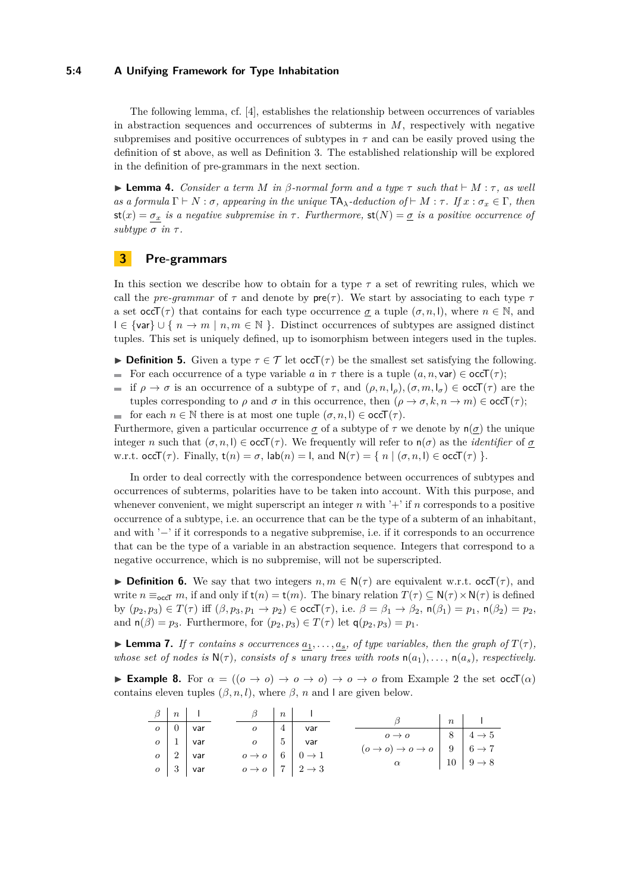The following lemma, cf. [4], establishes the relationship between occurrences of variables in abstraction sequences and occurrences of subterms in $M$, respectively with negative subpremises and positive occurrences of subtypes in $\tau$ and can be easily proved using the definition of $\mathsf{st}$ above, as well as Definition 3. The established relationship will be explored in the definition of pre-grammars in the next section.

▶ **Lemma 4.** *Consider a term $M$ in $\beta$-normal form and a type $\tau$ such that $\vdash M : \tau$, as well as a formula $\Gamma \vdash N : \sigma$, appearing in the unique $\mathsf{TA}_\lambda$-deduction of $\vdash M : \tau$. If $x : \sigma_x \in \Gamma$, then $\mathsf{st}(x) = \underline{\sigma_x}$ is a negative subpremise in $\tau$. Furthermore, $\mathsf{st}(N) = \underline{\sigma}$ is a positive occurrence of subtype $\sigma$ in $\tau$.*

## 3 Pre-grammars

In this section we describe how to obtain for a type $\tau$ a set of rewriting rules, which we call the *pre-grammar* of $\tau$ and denote by $\mathsf{pre}(\tau)$. We start by associating to each type $\tau$ a set $\mathsf{occT}(\tau)$ that contains for each type occurrence $\underline{\sigma}$ a tuple $(\sigma, n, \mathsf{l})$, where $n \in \mathbb{N}$, and $\mathsf{l} \in \{\mathsf{var}\} \cup \{\, n \to m \mid n, m \in \mathbb{N}\,\}$. Distinct occurrences of subtypes are assigned distinct tuples. This set is uniquely defined, up to isomorphism between integers used in the tuples.

▶ **Definition 5.** Given a type $\tau \in \mathcal{T}$ let $\mathsf{occT}(\tau)$ be the smallest set satisfying the following.

- For each occurrence of a type variable $a$ in $\tau$ there is a tuple $(a, n, \mathsf{var}) \in \mathsf{occT}(\tau)$;
- if $\rho \to \sigma$ is an occurrence of a subtype of $\tau$, and $(\rho, n, \mathsf{l}_\rho), (\sigma, m, \mathsf{l}_\sigma) \in \mathsf{occT}(\tau)$ are the tuples corresponding to $\rho$ and $\sigma$ in this occurrence, then $(\rho \to \sigma, k, n \to m) \in \mathsf{occT}(\tau)$;
- for each $n \in \mathbb{N}$ there is at most one tuple $(\sigma, n, \mathsf{l}) \in \mathsf{occT}(\tau)$.

Furthermore, given a particular occurrence $\underline{\sigma}$ of a subtype of $\tau$ we denote by $\mathsf{n}(\underline{\sigma})$ the unique integer $n$ such that $(\sigma, n, \mathsf{l}) \in \mathsf{occT}(\tau)$. We frequently will refer to $\mathsf{n}(\sigma)$ as the *identifier* of $\underline{\sigma}$ w.r.t. $\mathsf{occT}(\tau)$. Finally, $\mathsf{t}(n) = \sigma$, $\mathsf{lab}(n) = \mathsf{l}$, and $\mathsf{N}(\tau) = \{\, n \mid (\sigma, n, \mathsf{l}) \in \mathsf{occT}(\tau)\,\}$.

In order to deal correctly with the correspondence between occurrences of subtypes and occurrences of subterms, polarities have to be taken into account. With this purpose, and whenever convenient, we might superscript an integer $n$ with '+' if $n$ corresponds to a positive occurrence of a subtype, i.e. an occurrence that can be the type of a subterm of an inhabitant, and with '−' if it corresponds to a negative subpremise, i.e. if it corresponds to an occurrence that can be the type of a variable in an abstraction sequence. Integers that correspond to a negative occurrence, which is no subpremise, will not be superscripted.

▶ **Definition 6.** We say that two integers $n, m \in \mathsf{N}(\tau)$ are equivalent w.r.t. $\mathsf{occT}(\tau)$, and write $n \equiv_{\mathsf{occT}} m$, if and only if $\mathsf{t}(n) = \mathsf{t}(m)$. The binary relation $T(\tau) \subseteq \mathsf{N}(\tau) \times \mathsf{N}(\tau)$ is defined by $(p_2, p_3) \in T(\tau)$ iff $(\beta, p_3, p_1 \to p_2) \in \mathsf{occT}(\tau)$, i.e. $\beta = \beta_1 \to \beta_2$, $\mathsf{n}(\beta_1) = p_1$, $\mathsf{n}(\beta_2) = p_2$, and $\mathsf{n}(\beta) = p_3$. Furthermore, for $(p_2, p_3) \in T(\tau)$ let $\mathsf{q}(p_2, p_3) = p_1$.

▶ **Lemma 7.** *If $\tau$ contains $s$ occurrences $\underline{a_1}, \ldots, \underline{a_s}$, of type variables, then the graph of $T(\tau)$, whose set of nodes is $\mathsf{N}(\tau)$, consists of $s$ unary trees with roots $\mathsf{n}(a_1), \ldots, \mathsf{n}(a_s)$, respectively.*

▶ **Example 8.** For $\alpha = ((o \to o) \to o \to o) \to o \to o$ from Example 2 the set $\mathsf{occT}(\alpha)$ contains eleven tuples $(\beta, n, l)$, where $\beta$, $n$ and $\mathsf{l}$ are given below.

| $\beta$ | $n$ | $\mathsf{l}$ |
|---|---|---|
| $o$ | 0 | $\mathsf{var}$ |
| $o$ | 1 | $\mathsf{var}$ |
| $o$ | 2 | $\mathsf{var}$ |
| $o$ | 3 | $\mathsf{var}$ |

| $\beta$ | $n$ | $\mathsf{l}$ |
|---|---|---|
| $o$ | 4 | $\mathsf{var}$ |
| $o$ | 5 | $\mathsf{var}$ |
| $o \to o$ | 6 | $0 \to 1$ |
| $o \to o$ | 7 | $2 \to 3$ |

| $\beta$ | $n$ | $\mathsf{l}$ |
|---|---|---|
| $o \to o$ | 8 | $4 \to 5$ |
| $(o \to o) \to o \to o$ | 9 | $6 \to 7$ |
| $\alpha$ | 10 | $9 \to 8$ |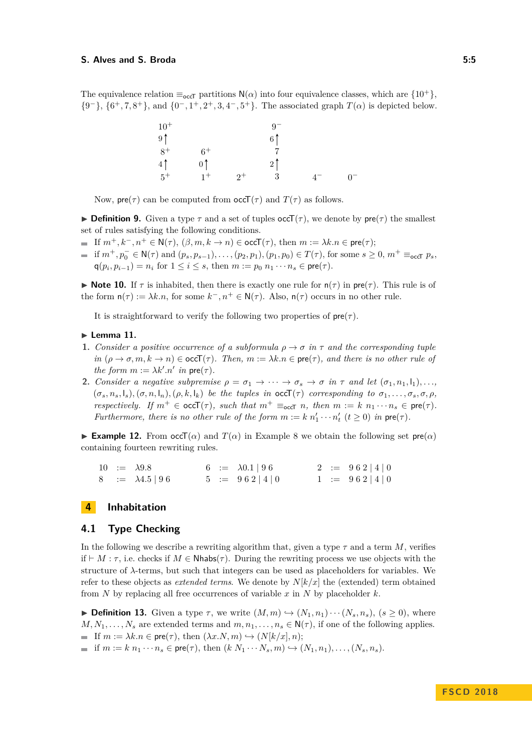The equivalence relation $\equiv_{\mathsf{occT}}$ partitions $\mathsf{N}(\alpha)$ into four equivalence classes, which are $\{10^+\}$, $\{9^-\}$, $\{6^+, 7, 8^+\}$, and $\{0^-, 1^+, 2^+, 3, 4^-, 5^+\}$. The associated graph $T(\alpha)$ is depicted below.

$10^+$
$9 \uparrow$
$8^+$
$4 \uparrow$
$5^+$

$6^+$
$0 \uparrow$
$1^+$

$2^+$

$9^-$
$6 \uparrow$
$7$
$2 \uparrow$
$3$

$4^-$

$0^-$

Now, $\mathsf{pre}(\tau)$ can be computed from $\mathsf{occT}(\tau)$ and $T(\tau)$ as follows.

▶ **Definition 9.** Given a type $\tau$ and a set of tuples $\mathsf{occT}(\tau)$, we denote by $\mathsf{pre}(\tau)$ the smallest set of rules satisfying the following conditions.

- If $m^+, k^-, n^+ \in \mathsf{N}(\tau)$, $(\beta, m, k \to n) \in \mathsf{occT}(\tau)$, then $m := \lambda k.n \in \mathsf{pre}(\tau)$;
- if $m^+, p_0^- \in \mathsf{N}(\tau)$ and $(p_s, p_{s-1}), \ldots, (p_2, p_1), (p_1, p_0) \in T(\tau)$, for some $s \geq 0$, $m^+ \equiv_{\mathsf{occT}} p_s$, $\mathsf{q}(p_i, p_{i-1}) = n_i$ for $1 \leq i \leq s$, then $m := p_0\ n_1 \cdots n_s \in \mathsf{pre}(\tau)$.

▶ **Note 10.** If $\tau$ is inhabited, then there is exactly one rule for $\mathsf{n}(\tau)$ in $\mathsf{pre}(\tau)$. This rule is of the form $\mathsf{n}(\tau) := \lambda k.n$, for some $k^-, n^+ \in \mathsf{N}(\tau)$. Also, $\mathsf{n}(\tau)$ occurs in no other rule.

It is straightforward to verify the following two properties of $\mathsf{pre}(\tau)$.

▶ **Lemma 11.**

1. *Consider a positive occurrence of a subformula $\rho \to \sigma$ in $\tau$ and the corresponding tuple in $(\rho \to \sigma, m, k \to n) \in \mathsf{occT}(\tau)$. Then, $m := \lambda k.n \in \mathsf{pre}(\tau)$, and there is no other rule of the form $m := \lambda k'.n'$ in $\mathsf{pre}(\tau)$.*
2. *Consider a negative subpremise $\rho = \sigma_1 \to \cdots \to \sigma_s \to \sigma$ in $\tau$ and let $(\sigma_1, n_1, \mathsf{l}_1), \ldots, (\sigma_s, n_s, \mathsf{l}_s), (\sigma, n, \mathsf{l}_n), (\rho, k, \mathsf{l}_k)$ be the tuples in $\mathsf{occT}(\tau)$ corresponding to $\sigma_1, \ldots, \sigma_s, \sigma, \rho$, respectively. If $m^+ \in \mathsf{occT}(\tau)$, such that $m^+ \equiv_{\mathsf{occT}} n$, then $m := k\ n_1 \cdots n_s \in \mathsf{pre}(\tau)$. Furthermore, there is no other rule of the form $m := k\ n'_1 \cdots n'_t$ $(t \geq 0)$ in $\mathsf{pre}(\tau)$.*

▶ **Example 12.** From $\mathsf{occT}(\alpha)$ and $T(\alpha)$ in Example 8 we obtain the following set $\mathsf{pre}(\alpha)$ containing fourteen rewriting rules.

$$
\begin{array}{lllllllll}
10 & := & \lambda 9.8 & \quad 6 & := & \lambda 0.1 \mid 9\ 6 & \quad 2 & := & 9\ 6\ 2 \mid 4 \mid 0 \\
8 & := & \lambda 4.5 \mid 9\ 6 & \quad 5 & := & 9\ 6\ 2 \mid 4 \mid 0 & \quad 1 & := & 9\ 6\ 2 \mid 4 \mid 0
\end{array}
$$

# 4 Inhabitation

## 4.1 Type Checking

In the following we describe a rewriting algorithm that, given a type $\tau$ and a term $M$, verifies if $\vdash M : \tau$, i.e. checks if $M \in \mathsf{Nhabs}(\tau)$. During the rewriting process we use objects with the structure of $\lambda$-terms, but such that integers can be used as placeholders for variables. We refer to these objects as *extended terms*. We denote by $N[k/x]$ the (extended) term obtained from $N$ by replacing all free occurrences of variable $x$ in $N$ by placeholder $k$.

▶ **Definition 13.** Given a type $\tau$, we write $(M, m) \hookrightarrow (N_1, n_1) \cdots (N_s, n_s)$, $(s \geq 0)$, where $M, N_1, \ldots, N_s$ are extended terms and $m, n_1, \ldots, n_s \in \mathsf{N}(\tau)$, if one of the following applies.

- If $m := \lambda k.n \in \mathsf{pre}(\tau)$, then $(\lambda x.N, m) \hookrightarrow (N[k/x], n)$;
- if $m := k\ n_1 \cdots n_s \in \mathsf{pre}(\tau)$, then $(k\ N_1 \cdots N_s, m) \hookrightarrow (N_1, n_1), \ldots, (N_s, n_s)$.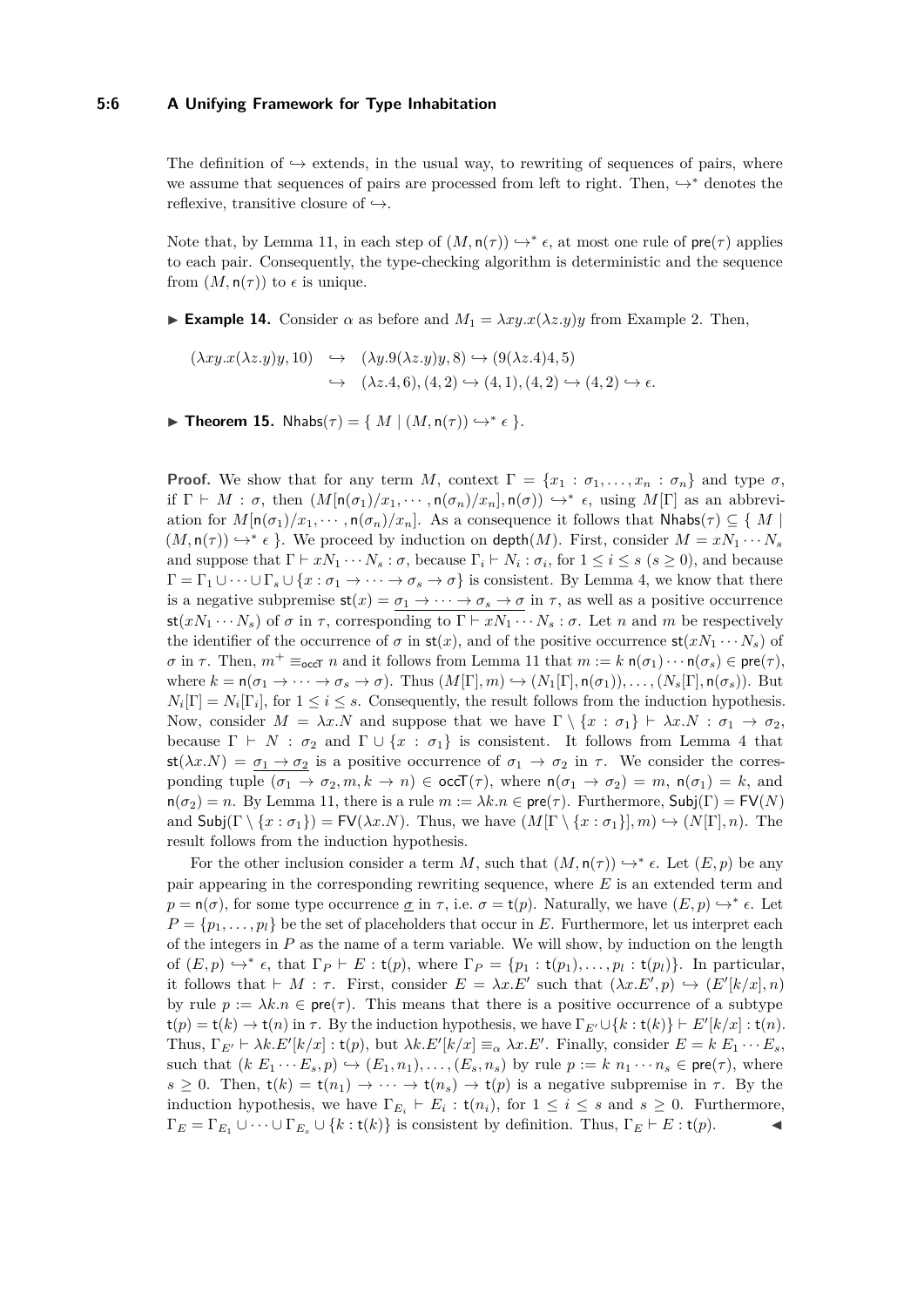The definition of $\hookrightarrow$ extends, in the usual way, to rewriting of sequences of pairs, where we assume that sequences of pairs are processed from left to right. Then, $\hookrightarrow^*$ denotes the reflexive, transitive closure of $\hookrightarrow$.

Note that, by Lemma 11, in each step of $(M, \mathsf{n}(\tau)) \hookrightarrow^* \epsilon$, at most one rule of $\mathsf{pre}(\tau)$ applies to each pair. Consequently, the type-checking algorithm is deterministic and the sequence from $(M, \mathsf{n}(\tau))$ to $\epsilon$ is unique.

▶ **Example 14.** Consider $\alpha$ as before and $M_1 = \lambda xy.x(\lambda z.y)y$ from Example 2. Then,

$$\begin{aligned}(\lambda xy.x(\lambda z.y)y, 10) &\hookrightarrow (\lambda y.9(\lambda z.y)y, 8) \hookrightarrow (9(\lambda z.4)4, 5)\\ &\hookrightarrow (\lambda z.4, 6), (4, 2) \hookrightarrow (4, 1), (4, 2) \hookrightarrow (4, 2) \hookrightarrow \epsilon.\end{aligned}$$

▶ **Theorem 15.** $\mathsf{Nhabs}(\tau) = \{ M \mid (M, \mathsf{n}(\tau)) \hookrightarrow^* \epsilon \}$.

**Proof.** We show that for any term $M$, context $\Gamma = \{x_1 : \sigma_1, \ldots, x_n : \sigma_n\}$ and type $\sigma$, if $\Gamma \vdash M : \sigma$, then $(M[\mathsf{n}(\sigma_1)/x_1, \cdots, \mathsf{n}(\sigma_n)/x_n], \mathsf{n}(\sigma)) \hookrightarrow^* \epsilon$, using $M[\Gamma]$ as an abbreviation for $M[\mathsf{n}(\sigma_1)/x_1, \cdots, \mathsf{n}(\sigma_n)/x_n]$. As a consequence it follows that $\mathsf{Nhabs}(\tau) \subseteq \{ M \mid (M, \mathsf{n}(\tau)) \hookrightarrow^* \epsilon \}$. We proceed by induction on $\mathsf{depth}(M)$. First, consider $M = xN_1 \cdots N_s$ and suppose that $\Gamma \vdash xN_1 \cdots N_s : \sigma$, because $\Gamma_i \vdash N_i : \sigma_i$, for $1 \leq i \leq s$ $(s \geq 0)$, and because $\Gamma = \Gamma_1 \cup \cdots \cup \Gamma_s \cup \{x : \sigma_1 \to \cdots \to \sigma_s \to \sigma\}$ is consistent. By Lemma 4, we know that there is a negative subpremise $\mathsf{st}(x) = \underline{\sigma_1 \to \cdots \to \sigma_s \to \sigma}$ in $\tau$, as well as a positive occurrence $\mathsf{st}(xN_1 \cdots N_s)$ of $\sigma$ in $\tau$, corresponding to $\Gamma \vdash xN_1 \cdots N_s : \sigma$. Let $n$ and $m$ be respectively the identifier of the occurrence of $\sigma$ in $\mathsf{st}(x)$, and of the positive occurrence $\mathsf{st}(xN_1 \cdots N_s)$ of $\sigma$ in $\tau$. Then, $m^+ \equiv_{\mathsf{occT}} n$ and it follows from Lemma 11 that $m := k\ \mathsf{n}(\sigma_1) \cdots \mathsf{n}(\sigma_s) \in \mathsf{pre}(\tau)$, where $k = \mathsf{n}(\sigma_1 \to \cdots \to \sigma_s \to \sigma)$. Thus $(M[\Gamma], m) \hookrightarrow (N_1[\Gamma], \mathsf{n}(\sigma_1)), \ldots, (N_s[\Gamma], \mathsf{n}(\sigma_s))$. But $N_i[\Gamma] = N_i[\Gamma_i]$, for $1 \leq i \leq s$. Consequently, the result follows from the induction hypothesis. Now, consider $M = \lambda x.N$ and suppose that we have $\Gamma \setminus \{x : \sigma_1\} \vdash \lambda x.N : \sigma_1 \to \sigma_2$, because $\Gamma \vdash N : \sigma_2$ and $\Gamma \cup \{x : \sigma_1\}$ is consistent. It follows from Lemma 4 that $\mathsf{st}(\lambda x.N) = \underline{\sigma_1 \to \sigma_2}$ is a positive occurrence of $\sigma_1 \to \sigma_2$ in $\tau$. We consider the corresponding tuple $(\sigma_1 \to \sigma_2, m, k \to n) \in \mathsf{occT}(\tau)$, where $\mathsf{n}(\sigma_1 \to \sigma_2) = m$, $\mathsf{n}(\sigma_1) = k$, and $\mathsf{n}(\sigma_2) = n$. By Lemma 11, there is a rule $m := \lambda k.n \in \mathsf{pre}(\tau)$. Furthermore, $\mathsf{Subj}(\Gamma) = \mathsf{FV}(N)$ and $\mathsf{Subj}(\Gamma \setminus \{x : \sigma_1\}) = \mathsf{FV}(\lambda x.N)$. Thus, we have $(M[\Gamma \setminus \{x : \sigma_1\}], m) \hookrightarrow (N[\Gamma], n)$. The result follows from the induction hypothesis.

For the other inclusion consider a term $M$, such that $(M, \mathsf{n}(\tau)) \hookrightarrow^* \epsilon$. Let $(E, p)$ be any pair appearing in the corresponding rewriting sequence, where $E$ is an extended term and $p = \mathsf{n}(\sigma)$, for some type occurrence $\underline{\sigma}$ in $\tau$, i.e. $\sigma = \mathsf{t}(p)$. Naturally, we have $(E, p) \hookrightarrow^* \epsilon$. Let $P = \{p_1, \ldots, p_l\}$ be the set of placeholders that occur in $E$. Furthermore, let us interpret each of the integers in $P$ as the name of a term variable. We will show, by induction on the length of $(E, p) \hookrightarrow^* \epsilon$, that $\Gamma_P \vdash E : \mathsf{t}(p)$, where $\Gamma_P = \{p_1 : \mathsf{t}(p_1), \ldots, p_l : \mathsf{t}(p_l)\}$. In particular, it follows that $\vdash M : \tau$. First, consider $E = \lambda x.E'$ such that $(\lambda x.E', p) \hookrightarrow (E'[k/x], n)$ by rule $p := \lambda k.n \in \mathsf{pre}(\tau)$. This means that there is a positive occurrence of a subtype $\mathsf{t}(p) = \mathsf{t}(k) \to \mathsf{t}(n)$ in $\tau$. By the induction hypothesis, we have $\Gamma_{E'} \cup \{k : \mathsf{t}(k)\} \vdash E'[k/x] : \mathsf{t}(n)$. Thus, $\Gamma_{E'} \vdash \lambda k.E'[k/x] : \mathsf{t}(p)$, but $\lambda k.E'[k/x] \equiv_\alpha \lambda x.E'$. Finally, consider $E = k\ E_1 \cdots E_s$, such that $(k\ E_1 \cdots E_s, p) \hookrightarrow (E_1, n_1), \ldots, (E_s, n_s)$ by rule $p := k\ n_1 \cdots n_s \in \mathsf{pre}(\tau)$, where $s \geq 0$. Then, $\mathsf{t}(k) = \mathsf{t}(n_1) \to \cdots \to \mathsf{t}(n_s) \to \mathsf{t}(p)$ is a negative subpremise in $\tau$. By the induction hypothesis, we have $\Gamma_{E_i} \vdash E_i : \mathsf{t}(n_i)$, for $1 \leq i \leq s$ and $s \geq 0$. Furthermore, $\Gamma_E = \Gamma_{E_1} \cup \cdots \cup \Gamma_{E_s} \cup \{k : \mathsf{t}(k)\}$ is consistent by definition. Thus, $\Gamma_E \vdash E : \mathsf{t}(p)$. ◀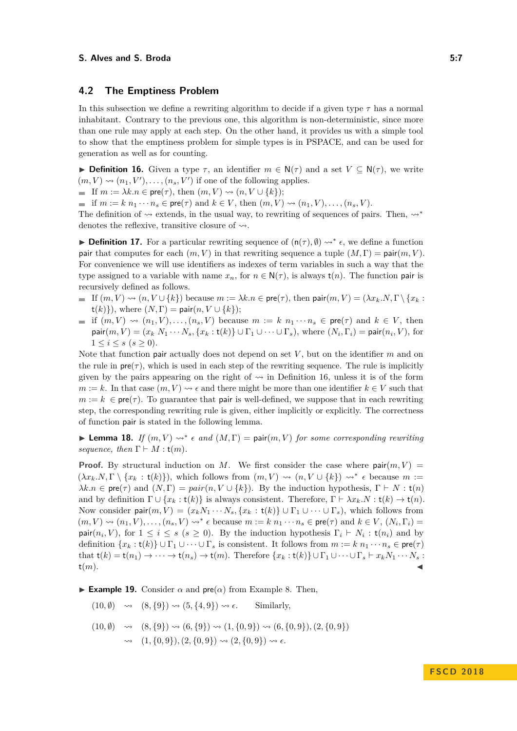## 4.2 The Emptiness Problem

In this subsection we define a rewriting algorithm to decide if a given type $\tau$ has a normal inhabitant. Contrary to the previous one, this algorithm is non-deterministic, since more than one rule may apply at each step. On the other hand, it provides us with a simple tool to show that the emptiness problem for simple types is in PSPACE, and can be used for generation as well as for counting.

▶ **Definition 16.** Given a type $\tau$, an identifier $m \in \mathsf{N}(\tau)$ and a set $V \subseteq \mathsf{N}(\tau)$, we write $(m, V) \rightsquigarrow (n_1, V'), \ldots, (n_s, V')$ if one of the following applies.

- If $m := \lambda k.n \in \mathsf{pre}(\tau)$, then $(m, V) \rightsquigarrow (n, V \cup \{k\})$;
- if $m := k\ n_1 \cdots n_s \in \mathsf{pre}(\tau)$ and $k \in V$, then $(m, V) \rightsquigarrow (n_1, V), \ldots, (n_s, V)$.

The definition of $\rightsquigarrow$ extends, in the usual way, to rewriting of sequences of pairs. Then, $\rightsquigarrow^*$ denotes the reflexive, transitive closure of $\rightsquigarrow$.

▶ **Definition 17.** For a particular rewriting sequence of $(\mathsf{n}(\tau), \emptyset) \rightsquigarrow^* \epsilon$, we define a function $\mathsf{pair}$ that computes for each $(m, V)$ in that rewriting sequence a tuple $(M, \Gamma) = \mathsf{pair}(m, V)$. For convenience we will use identifiers as indexes of term variables in such a way that the type assigned to a variable with name $x_n$, for $n \in \mathsf{N}(\tau)$, is always $\mathsf{t}(n)$. The function $\mathsf{pair}$ is recursively defined as follows.

- If $(m, V) \rightsquigarrow (n, V \cup \{k\})$ because $m := \lambda k.n \in \mathsf{pre}(\tau)$, then $\mathsf{pair}(m, V) = (\lambda x_k.N, \Gamma \setminus \{x_k : \mathsf{t}(k)\})$, where $(N, \Gamma) = \mathsf{pair}(n, V \cup \{k\})$;
- if $(m, V) \rightsquigarrow (n_1, V), \ldots, (n_s, V)$ because $m := k\ n_1 \cdots n_s \in \mathsf{pre}(\tau)$ and $k \in V$, then $\mathsf{pair}(m, V) = (x_k\ N_1 \cdots N_s, \{x_k : \mathsf{t}(k)\} \cup \Gamma_1 \cup \cdots \cup \Gamma_s)$, where $(N_i, \Gamma_i) = \mathsf{pair}(n_i, V)$, for $1 \leq i \leq s$ $(s \geq 0)$.

Note that function $\mathsf{pair}$ actually does not depend on set $V$, but on the identifier $m$ and on the rule in $\mathsf{pre}(\tau)$, which is used in each step of the rewriting sequence. The rule is implicitly given by the pairs appearing on the right of $\rightsquigarrow$ in Definition 16, unless it is of the form $m := k$. In that case $(m, V) \rightsquigarrow \epsilon$ and there might be more than one identifier $k \in V$ such that $m := k \in \mathsf{pre}(\tau)$. To guarantee that $\mathsf{pair}$ is well-defined, we suppose that in each rewriting step, the corresponding rewriting rule is given, either implicitly or explicitly. The correctness of function $\mathsf{pair}$ is stated in the following lemma.

▶ **Lemma 18.** *If $(m, V) \rightsquigarrow^* \epsilon$ and $(M, \Gamma) = \mathsf{pair}(m, V)$ for some corresponding rewriting sequence, then $\Gamma \vdash M : \mathsf{t}(m)$.*

**Proof.** By structural induction on $M$. We first consider the case where $\mathsf{pair}(m, V) = (\lambda x_k.N, \Gamma \setminus \{x_k : \mathsf{t}(k)\})$, which follows from $(m, V) \rightsquigarrow (n, V \cup \{k\}) \rightsquigarrow^* \epsilon$ because $m := \lambda k.n \in \mathsf{pre}(\tau)$ and $(N, \Gamma) = pair(n, V \cup \{k\})$. By the induction hypothesis, $\Gamma \vdash N : \mathsf{t}(n)$ and by definition $\Gamma \cup \{x_k : \mathsf{t}(k)\}$ is always consistent. Therefore, $\Gamma \vdash \lambda x_k.N : \mathsf{t}(k) \to \mathsf{t}(n)$. Now consider $\mathsf{pair}(m, V) = (x_k N_1 \cdots N_s, \{x_k : \mathsf{t}(k)\} \cup \Gamma_1 \cup \cdots \cup \Gamma_s)$, which follows from $(m, V) \rightsquigarrow (n_1, V), \ldots, (n_s, V) \rightsquigarrow^* \epsilon$ because $m := k\ n_1 \cdots n_s \in \mathsf{pre}(\tau)$ and $k \in V$, $(N_i, \Gamma_i) = \mathsf{pair}(n_i, V)$, for $1 \leq i \leq s$ $(s \geq 0)$. By the induction hypothesis $\Gamma_i \vdash N_i : \mathsf{t}(n_i)$ and by definition $\{x_k : \mathsf{t}(k)\} \cup \Gamma_1 \cup \cdots \cup \Gamma_s$ is consistent. It follows from $m := k\ n_1 \cdots n_s \in \mathsf{pre}(\tau)$ that $\mathsf{t}(k) = \mathsf{t}(n_1) \to \cdots \to \mathsf{t}(n_s) \to \mathsf{t}(m)$. Therefore $\{x_k : \mathsf{t}(k)\} \cup \Gamma_1 \cup \cdots \cup \Gamma_s \vdash x_k N_1 \cdots N_s : \mathsf{t}(m)$. ◀

▶ **Example 19.** Consider $\alpha$ and $\mathsf{pre}(\alpha)$ from Example 8. Then,

$$(10, \emptyset) \rightsquigarrow (8, \{9\}) \rightsquigarrow (5, \{4, 9\}) \rightsquigarrow \epsilon. \qquad \text{Similarly,}$$

$$\begin{aligned}(10, \emptyset) &\rightsquigarrow (8, \{9\}) \rightsquigarrow (6, \{9\}) \rightsquigarrow (1, \{0, 9\}) \rightsquigarrow (6, \{0, 9\}), (2, \{0, 9\}) \\ &\rightsquigarrow (1, \{0, 9\}), (2, \{0, 9\}) \rightsquigarrow (2, \{0, 9\}) \rightsquigarrow \epsilon.\end{aligned}$$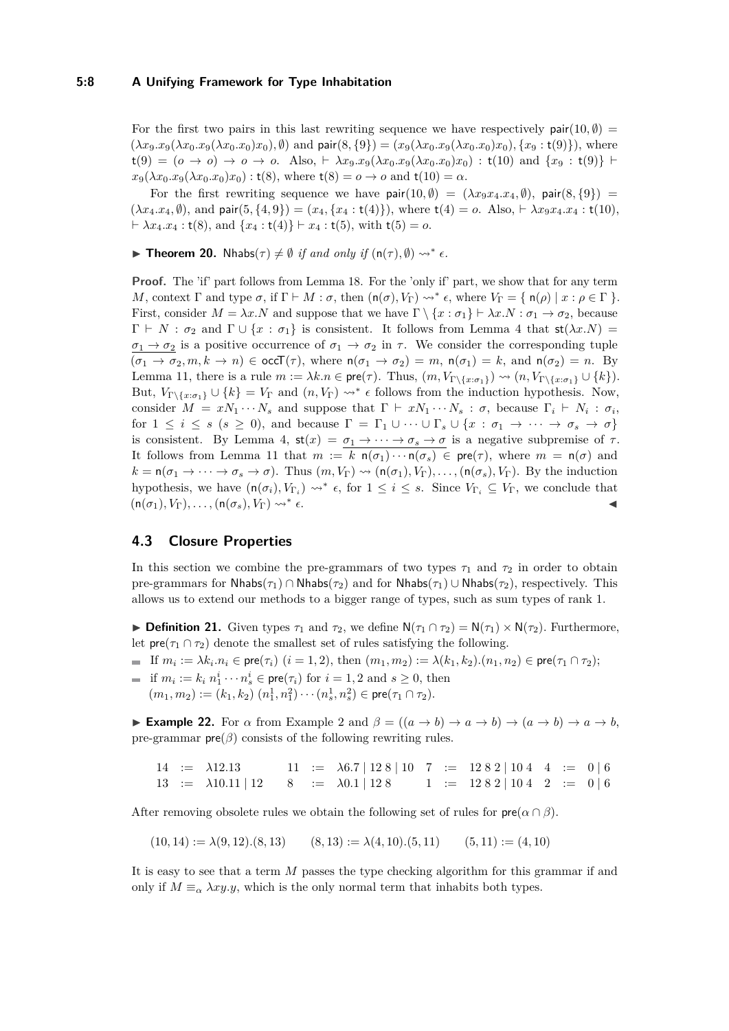For the first two pairs in this last rewriting sequence we have respectively $\mathsf{pair}(10,\emptyset) = (\lambda x_9.x_9(\lambda x_0.x_9(\lambda x_0.x_0)x_0),\emptyset)$ and $\mathsf{pair}(8,\{9\}) = (x_9(\lambda x_0.x_9(\lambda x_0.x_0)x_0),\{x_9 : \mathsf{t}(9)\})$, where $\mathsf{t}(9) = (o \to o) \to o \to o$. Also, $\vdash \lambda x_9.x_9(\lambda x_0.x_9(\lambda x_0.x_0)x_0) : \mathsf{t}(10)$ and $\{x_9 : \mathsf{t}(9)\} \vdash x_9(\lambda x_0.x_9(\lambda x_0.x_0)x_0) : \mathsf{t}(8)$, where $\mathsf{t}(8) = o \to o$ and $\mathsf{t}(10) = \alpha$.

For the first rewriting sequence we have $\mathsf{pair}(10,\emptyset) = (\lambda x_9 x_4.x_4,\emptyset)$, $\mathsf{pair}(8,\{9\}) = (\lambda x_4.x_4,\emptyset)$, and $\mathsf{pair}(5,\{4,9\}) = (x_4,\{x_4 : \mathsf{t}(4)\})$, where $\mathsf{t}(4) = o$. Also, $\vdash \lambda x_9 x_4.x_4 : \mathsf{t}(10)$, $\vdash \lambda x_4.x_4 : \mathsf{t}(8)$, and $\{x_4 : \mathsf{t}(4)\} \vdash x_4 : \mathsf{t}(5)$, with $\mathsf{t}(5) = o$.

▶ **Theorem 20.** *$\mathsf{Nhabs}(\tau) \neq \emptyset$ if and only if $(\mathsf{n}(\tau),\emptyset) \rightsquigarrow^* \epsilon$.*

**Proof.** The 'if' part follows from Lemma 18. For the 'only if' part, we show that for any term $M$, context $\Gamma$ and type $\sigma$, if $\Gamma \vdash M : \sigma$, then $(\mathsf{n}(\sigma), V_\Gamma) \rightsquigarrow^* \epsilon$, where $V_\Gamma = \{\ \mathsf{n}(\rho) \mid x : \rho \in \Gamma\ \}$. First, consider $M = \lambda x.N$ and suppose that we have $\Gamma \setminus \{x : \sigma_1\} \vdash \lambda x.N : \sigma_1 \to \sigma_2$, because $\Gamma \vdash N : \sigma_2$ and $\Gamma \cup \{x : \sigma_1\}$ is consistent. It follows from Lemma 4 that $\mathsf{st}(\lambda x.N) = \underline{\sigma_1 \to \sigma_2}$ is a positive occurrence of $\sigma_1 \to \sigma_2$ in $\tau$. We consider the corresponding tuple $(\sigma_1 \to \sigma_2, m, k \to n) \in \mathsf{occT}(\tau)$, where $\mathsf{n}(\sigma_1 \to \sigma_2) = m$, $\mathsf{n}(\sigma_1) = k$, and $\mathsf{n}(\sigma_2) = n$. By Lemma 11, there is a rule $m := \lambda k.n \in \mathsf{pre}(\tau)$. Thus, $(m, V_{\Gamma\setminus\{x:\sigma_1\}}) \rightsquigarrow (n, V_{\Gamma\setminus\{x:\sigma_1\}} \cup \{k\})$. But, $V_{\Gamma\setminus\{x:\sigma_1\}} \cup \{k\} = V_\Gamma$ and $(n, V_\Gamma) \rightsquigarrow^* \epsilon$ follows from the induction hypothesis. Now, consider $M = xN_1 \cdots N_s$ and suppose that $\Gamma \vdash xN_1 \cdots N_s : \sigma$, because $\Gamma_i \vdash N_i : \sigma_i$, for $1 \leq i \leq s$ ($s \geq 0$), and because $\Gamma = \Gamma_1 \cup \cdots \cup \Gamma_s \cup \{x : \sigma_1 \to \cdots \to \sigma_s \to \sigma\}$ is consistent. By Lemma 4, $\mathsf{st}(x) = \overline{\sigma_1 \to \cdots \to \sigma_s \to \sigma}$ is a negative subpremise of $\tau$. It follows from Lemma 11 that $m := k\ \mathsf{n}(\sigma_1) \cdots \mathsf{n}(\sigma_s) \in \mathsf{pre}(\tau)$, where $m = \mathsf{n}(\sigma)$ and $k = \mathsf{n}(\sigma_1 \to \cdots \to \sigma_s \to \sigma)$. Thus $(m, V_\Gamma) \rightsquigarrow (\mathsf{n}(\sigma_1), V_\Gamma), \ldots, (\mathsf{n}(\sigma_s), V_\Gamma)$. By the induction hypothesis, we have $(\mathsf{n}(\sigma_i), V_{\Gamma_i}) \rightsquigarrow^* \epsilon$, for $1 \leq i \leq s$. Since $V_{\Gamma_i} \subseteq V_\Gamma$, we conclude that $(\mathsf{n}(\sigma_1), V_\Gamma), \ldots, (\mathsf{n}(\sigma_s), V_\Gamma) \rightsquigarrow^* \epsilon$. ◀

## 4.3 Closure Properties

In this section we combine the pre-grammars of two types $\tau_1$ and $\tau_2$ in order to obtain pre-grammars for $\mathsf{Nhabs}(\tau_1) \cap \mathsf{Nhabs}(\tau_2)$ and for $\mathsf{Nhabs}(\tau_1) \cup \mathsf{Nhabs}(\tau_2)$, respectively. This allows us to extend our methods to a bigger range of types, such as sum types of rank 1.

▶ **Definition 21.** Given types $\tau_1$ and $\tau_2$, we define $\mathsf{N}(\tau_1 \cap \tau_2) = \mathsf{N}(\tau_1) \times \mathsf{N}(\tau_2)$. Furthermore, let $\mathsf{pre}(\tau_1 \cap \tau_2)$ denote the smallest set of rules satisfying the following.

- If $m_i := \lambda k_i.n_i \in \mathsf{pre}(\tau_i)$ $(i = 1, 2)$, then $(m_1, m_2) := \lambda(k_1, k_2).(n_1, n_2) \in \mathsf{pre}(\tau_1 \cap \tau_2)$;
- if $m_i := k_i\ n_1^i \cdots n_s^i \in \mathsf{pre}(\tau_i)$ for $i = 1, 2$ and $s \geq 0$, then $(m_1, m_2) := (k_1, k_2)\ (n_1^1, n_1^2) \cdots (n_s^1, n_s^2) \in \mathsf{pre}(\tau_1 \cap \tau_2)$.

▶ **Example 22.** For $\alpha$ from Example 2 and $\beta = ((a \to b) \to a \to b) \to (a \to b) \to a \to b$, pre-grammar $\mathsf{pre}(\beta)$ consists of the following rewriting rules.

$$\begin{array}{llllllllllll}
14 & := & \lambda 12.13 & 11 & := & \lambda 6.7 \mid 12\ 8 \mid 10 & 7 & := & 12\ 8\ 2 \mid 10\ 4 & 4 & := & 0 \mid 6 \\
13 & := & \lambda 10.11 \mid 12 & 8 & := & \lambda 0.1 \mid 12\ 8 & 1 & := & 12\ 8\ 2 \mid 10\ 4 & 2 & := & 0 \mid 6
\end{array}$$

After removing obsolete rules we obtain the following set of rules for $\mathsf{pre}(\alpha \cap \beta)$.

$$(10, 14) := \lambda(9, 12).(8, 13) \qquad (8, 13) := \lambda(4, 10).(5, 11) \qquad (5, 11) := (4, 10)$$

It is easy to see that a term $M$ passes the type checking algorithm for this grammar if and only if $M \equiv_\alpha \lambda xy.y$, which is the only normal term that inhabits both types.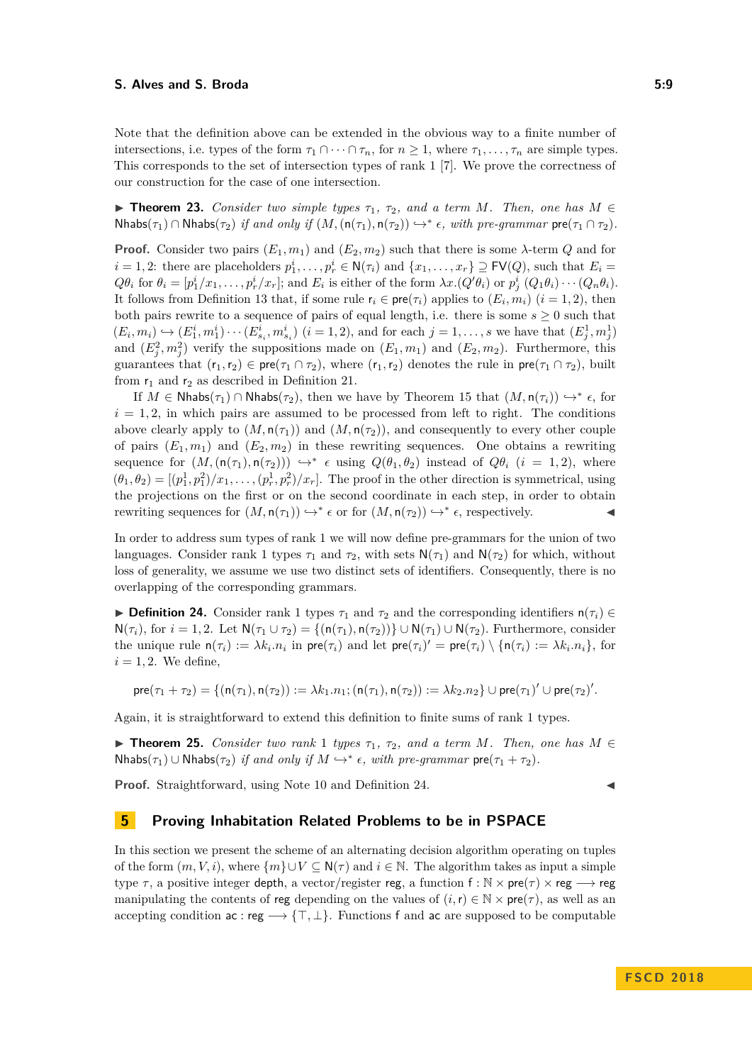Note that the definition above can be extended in the obvious way to a finite number of intersections, i.e. types of the form $\tau_1 \cap \cdots \cap \tau_n$, for $n \geq 1$, where $\tau_1, \ldots, \tau_n$ are simple types. This corresponds to the set of intersection types of rank 1 [7]. We prove the correctness of our construction for the case of one intersection.

▶ **Theorem 23.** *Consider two simple types $\tau_1$, $\tau_2$, and a term $M$. Then, one has $M \in \mathsf{Nhabs}(\tau_1) \cap \mathsf{Nhabs}(\tau_2)$ if and only if $(M, (\mathsf{n}(\tau_1), \mathsf{n}(\tau_2)) \hookrightarrow^* \epsilon$, with pre-grammar $\mathsf{pre}(\tau_1 \cap \tau_2)$.*

**Proof.** Consider two pairs $(E_1, m_1)$ and $(E_2, m_2)$ such that there is some $\lambda$-term $Q$ and for $i = 1, 2$: there are placeholders $p^i_1, \ldots, p^i_r \in \mathsf{N}(\tau_i)$ and $\{x_1, \ldots, x_r\} \supseteq \mathsf{FV}(Q)$, such that $E_i = Q\theta_i$ for $\theta_i = [p^i_1/x_1, \ldots, p^i_r/x_r]$; and $E_i$ is either of the form $\lambda x.(Q'\theta_i)$ or $p^i_j\ (Q_1\theta_i) \cdots (Q_n\theta_i)$. It follows from Definition 13 that, if some rule $\mathsf{r}_i \in \mathsf{pre}(\tau_i)$ applies to $(E_i, m_i)$ $(i = 1, 2)$, then both pairs rewrite to a sequence of pairs of equal length, i.e. there is some $s \geq 0$ such that $(E_i, m_i) \hookrightarrow (E^i_1, m^i_1) \cdots (E^i_{s_i}, m^i_{s_i})$ $(i = 1, 2)$, and for each $j = 1, \ldots, s$ we have that $(E^1_j, m^1_j)$ and $(E^2_j, m^2_j)$ verify the suppositions made on $(E_1, m_1)$ and $(E_2, m_2)$. Furthermore, this guarantees that $(\mathsf{r}_1, \mathsf{r}_2) \in \mathsf{pre}(\tau_1 \cap \tau_2)$, where $(\mathsf{r}_1, \mathsf{r}_2)$ denotes the rule in $\mathsf{pre}(\tau_1 \cap \tau_2)$, built from $\mathsf{r}_1$ and $\mathsf{r}_2$ as described in Definition 21.

If $M \in \mathsf{Nhabs}(\tau_1) \cap \mathsf{Nhabs}(\tau_2)$, then we have by Theorem 15 that $(M, \mathsf{n}(\tau_i)) \hookrightarrow^* \epsilon$, for $i = 1, 2$, in which pairs are assumed to be processed from left to right. The conditions above clearly apply to $(M, \mathsf{n}(\tau_1))$ and $(M, \mathsf{n}(\tau_2))$, and consequently to every other couple of pairs $(E_1, m_1)$ and $(E_2, m_2)$ in these rewriting sequences. One obtains a rewriting sequence for $(M, (\mathsf{n}(\tau_1), \mathsf{n}(\tau_2))) \hookrightarrow^* \epsilon$ using $Q(\theta_1, \theta_2)$ instead of $Q\theta_i$ $(i = 1, 2)$, where $(\theta_1, \theta_2) = [(p^1_1, p^2_1)/x_1, \ldots, (p^1_r, p^2_r)/x_r]$. The proof in the other direction is symmetrical, using the projections on the first or on the second coordinate in each step, in order to obtain rewriting sequences for $(M, \mathsf{n}(\tau_1)) \hookrightarrow^* \epsilon$ or for $(M, \mathsf{n}(\tau_2)) \hookrightarrow^* \epsilon$, respectively. ◀

In order to address sum types of rank 1 we will now define pre-grammars for the union of two languages. Consider rank 1 types $\tau_1$ and $\tau_2$, with sets $\mathsf{N}(\tau_1)$ and $\mathsf{N}(\tau_2)$ for which, without loss of generality, we assume we use two distinct sets of identifiers. Consequently, there is no overlapping of the corresponding grammars.

▶ **Definition 24.** Consider rank 1 types $\tau_1$ and $\tau_2$ and the corresponding identifiers $\mathsf{n}(\tau_i) \in \mathsf{N}(\tau_i)$, for $i = 1, 2$. Let $\mathsf{N}(\tau_1 \cup \tau_2) = \{(\mathsf{n}(\tau_1), \mathsf{n}(\tau_2))\} \cup \mathsf{N}(\tau_1) \cup \mathsf{N}(\tau_2)$. Furthermore, consider the unique rule $\mathsf{n}(\tau_i) := \lambda k_i.n_i$ in $\mathsf{pre}(\tau_i)$ and let $\mathsf{pre}(\tau_i)' = \mathsf{pre}(\tau_i) \setminus \{\mathsf{n}(\tau_i) := \lambda k_i.n_i\}$, for $i = 1, 2$. We define,

$$\mathsf{pre}(\tau_1 + \tau_2) = \{(\mathsf{n}(\tau_1), \mathsf{n}(\tau_2)) := \lambda k_1.n_1; (\mathsf{n}(\tau_1), \mathsf{n}(\tau_2)) := \lambda k_2.n_2\} \cup \mathsf{pre}(\tau_1)' \cup \mathsf{pre}(\tau_2)'.$$

Again, it is straightforward to extend this definition to finite sums of rank 1 types.

▶ **Theorem 25.** *Consider two rank 1 types $\tau_1$, $\tau_2$, and a term $M$. Then, one has $M \in \mathsf{Nhabs}(\tau_1) \cup \mathsf{Nhabs}(\tau_2)$ if and only if $M \hookrightarrow^* \epsilon$, with pre-grammar $\mathsf{pre}(\tau_1 + \tau_2)$.*

**Proof.** Straightforward, using Note 10 and Definition 24. ◀

## 5 Proving Inhabitation Related Problems to be in PSPACE

In this section we present the scheme of an alternating decision algorithm operating on tuples of the form $(m, V, i)$, where $\{m\} \cup V \subseteq \mathsf{N}(\tau)$ and $i \in \mathbb{N}$. The algorithm takes as input a simple type $\tau$, a positive integer $\mathsf{depth}$, a vector/register $\mathsf{reg}$, a function $\mathsf{f} : \mathbb{N} \times \mathsf{pre}(\tau) \times \mathsf{reg} \longrightarrow \mathsf{reg}$ manipulating the contents of $\mathsf{reg}$ depending on the values of $(i, \mathsf{r}) \in \mathbb{N} \times \mathsf{pre}(\tau)$, as well as an accepting condition $\mathsf{ac} : \mathsf{reg} \longrightarrow \{\top, \bot\}$. Functions $\mathsf{f}$ and $\mathsf{ac}$ are supposed to be computable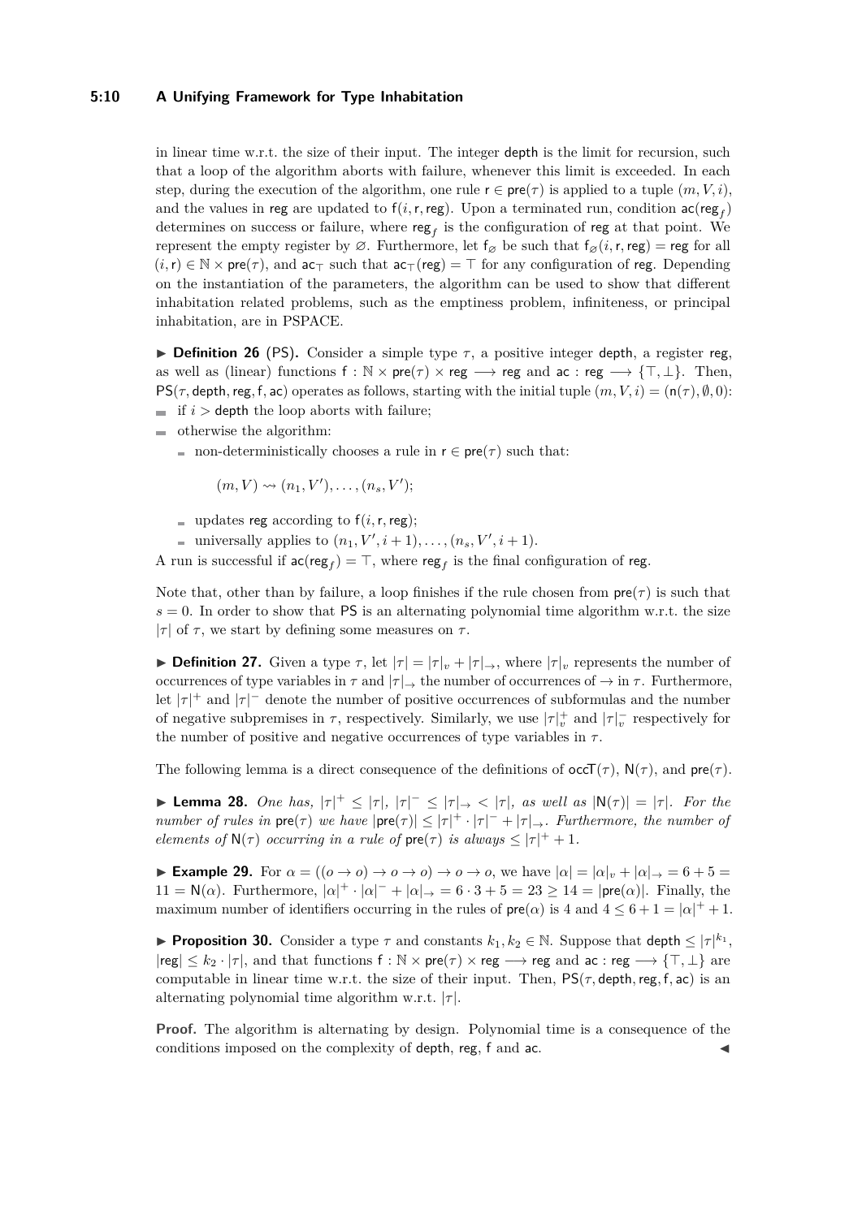in linear time w.r.t. the size of their input. The integer $\mathsf{depth}$ is the limit for recursion, such that a loop of the algorithm aborts with failure, whenever this limit is exceeded. In each step, during the execution of the algorithm, one rule $\mathsf{r} \in \mathsf{pre}(\tau)$ is applied to a tuple $(m, V, i)$, and the values in $\mathsf{reg}$ are updated to $\mathsf{f}(i, \mathsf{r}, \mathsf{reg})$. Upon a terminated run, condition $\mathsf{ac}(\mathsf{reg}_f)$ determines on success or failure, where $\mathsf{reg}_f$ is the configuration of $\mathsf{reg}$ at that point. We represent the empty register by $\varnothing$. Furthermore, let $\mathsf{f}_\varnothing$ be such that $\mathsf{f}_\varnothing(i, \mathsf{r}, \mathsf{reg}) = \mathsf{reg}$ for all $(i, \mathsf{r}) \in \mathbb{N} \times \mathsf{pre}(\tau)$, and $\mathsf{ac}_\top$ such that $\mathsf{ac}_\top(\mathsf{reg}) = \top$ for any configuration of $\mathsf{reg}$. Depending on the instantiation of the parameters, the algorithm can be used to show that different inhabitation related problems, such as the emptiness problem, infiniteness, or principal inhabitation, are in PSPACE.

▶ **Definition 26** (PS)**.** Consider a simple type $\tau$, a positive integer $\mathsf{depth}$, a register $\mathsf{reg}$, as well as (linear) functions $\mathsf{f} : \mathbb{N} \times \mathsf{pre}(\tau) \times \mathsf{reg} \longrightarrow \mathsf{reg}$ and $\mathsf{ac} : \mathsf{reg} \longrightarrow \{\top, \bot\}$. Then, $\mathsf{PS}(\tau, \mathsf{depth}, \mathsf{reg}, \mathsf{f}, \mathsf{ac})$ operates as follows, starting with the initial tuple $(m, V, i) = (\mathsf{n}(\tau), \emptyset, 0)$:

- if $i > \mathsf{depth}$ the loop aborts with failure;
- otherwise the algorithm:
  - non-deterministically chooses a rule in $\mathsf{r} \in \mathsf{pre}(\tau)$ such that:

    $(m, V) \rightsquigarrow (n_1, V'), \ldots, (n_s, V')$;

  - updates $\mathsf{reg}$ according to $\mathsf{f}(i, \mathsf{r}, \mathsf{reg})$;
  - universally applies to $(n_1, V', i+1), \ldots, (n_s, V', i+1)$.

A run is successful if $\mathsf{ac}(\mathsf{reg}_f) = \top$, where $\mathsf{reg}_f$ is the final configuration of $\mathsf{reg}$.

Note that, other than by failure, a loop finishes if the rule chosen from $\mathsf{pre}(\tau)$ is such that $s = 0$. In order to show that $\mathsf{PS}$ is an alternating polynomial time algorithm w.r.t. the size $|\tau|$ of $\tau$, we start by defining some measures on $\tau$.

▶ **Definition 27.** Given a type $\tau$, let $|\tau| = |\tau|_v + |\tau|_\to$, where $|\tau|_v$ represents the number of occurrences of type variables in $\tau$ and $|\tau|_\to$ the number of occurrences of $\to$ in $\tau$. Furthermore, let $|\tau|^+$ and $|\tau|^-$ denote the number of positive occurrences of subformulas and the number of negative subpremises in $\tau$, respectively. Similarly, we use $|\tau|_v^+$ and $|\tau|_v^-$ respectively for the number of positive and negative occurrences of type variables in $\tau$.

The following lemma is a direct consequence of the definitions of $\mathsf{occT}(\tau)$, $\mathsf{N}(\tau)$, and $\mathsf{pre}(\tau)$.

▶ **Lemma 28.** *One has, $|\tau|^+ \leq |\tau|$, $|\tau|^- \leq |\tau|_\to < |\tau|$, as well as $|\mathsf{N}(\tau)| = |\tau|$. For the number of rules in $\mathsf{pre}(\tau)$ we have $|\mathsf{pre}(\tau)| \leq |\tau|^+ \cdot |\tau|^- + |\tau|_\to$. Furthermore, the number of elements of $\mathsf{N}(\tau)$ occurring in a rule of $\mathsf{pre}(\tau)$ is always $\leq |\tau|^+ + 1$.*

▶ **Example 29.** For $\alpha = ((o \to o) \to o \to o) \to o \to o$, we have $|\alpha| = |\alpha|_v + |\alpha|_\to = 6 + 5 = 11 = \mathsf{N}(\alpha)$. Furthermore, $|\alpha|^+ \cdot |\alpha|^- + |\alpha|_\to = 6 \cdot 3 + 5 = 23 \geq 14 = |\mathsf{pre}(\alpha)|$. Finally, the maximum number of identifiers occurring in the rules of $\mathsf{pre}(\alpha)$ is 4 and $4 \leq 6 + 1 = |\alpha|^+ + 1$.

▶ **Proposition 30.** Consider a type $\tau$ and constants $k_1, k_2 \in \mathbb{N}$. Suppose that $\mathsf{depth} \leq |\tau|^{k_1}$, $|\mathsf{reg}| \leq k_2 \cdot |\tau|$, and that functions $\mathsf{f} : \mathbb{N} \times \mathsf{pre}(\tau) \times \mathsf{reg} \longrightarrow \mathsf{reg}$ and $\mathsf{ac} : \mathsf{reg} \longrightarrow \{\top, \bot\}$ are computable in linear time w.r.t. the size of their input. Then, $\mathsf{PS}(\tau, \mathsf{depth}, \mathsf{reg}, \mathsf{f}, \mathsf{ac})$ is an alternating polynomial time algorithm w.r.t. $|\tau|$.

**Proof.** The algorithm is alternating by design. Polynomial time is a consequence of the conditions imposed on the complexity of $\mathsf{depth}$, $\mathsf{reg}$, $\mathsf{f}$ and $\mathsf{ac}$. ◀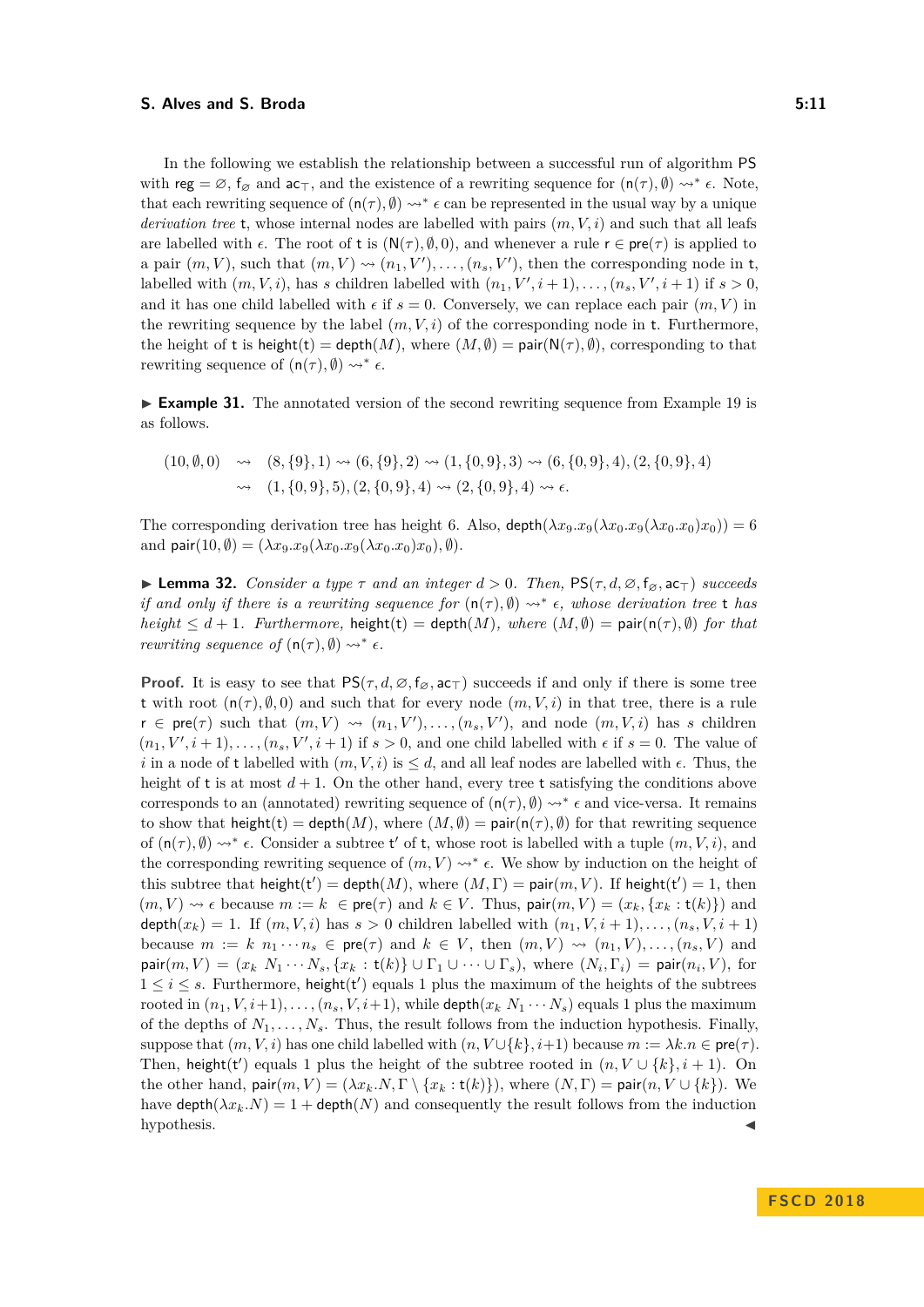In the following we establish the relationship between a successful run of algorithm $\mathsf{PS}$ with $\mathsf{reg} = \varnothing$, $\mathsf{f}_\varnothing$ and $\mathsf{ac}_\top$, and the existence of a rewriting sequence for $(\mathsf{n}(\tau), \emptyset) \rightsquigarrow^* \epsilon$. Note, that each rewriting sequence of $(\mathsf{n}(\tau), \emptyset) \rightsquigarrow^* \epsilon$ can be represented in the usual way by a unique *derivation tree* $\mathsf{t}$, whose internal nodes are labelled with pairs $(m, V, i)$ and such that all leafs are labelled with $\epsilon$. The root of $\mathsf{t}$ is $(\mathsf{N}(\tau), \emptyset, 0)$, and whenever a rule $\mathsf{r} \in \mathsf{pre}(\tau)$ is applied to a pair $(m, V)$, such that $(m, V) \rightsquigarrow (n_1, V'), \ldots, (n_s, V')$, then the corresponding node in $\mathsf{t}$, labelled with $(m, V, i)$, has $s$ children labelled with $(n_1, V', i+1), \ldots, (n_s, V', i+1)$ if $s > 0$, and it has one child labelled with $\epsilon$ if $s = 0$. Conversely, we can replace each pair $(m, V)$ in the rewriting sequence by the label $(m, V, i)$ of the corresponding node in $\mathsf{t}$. Furthermore, the height of $\mathsf{t}$ is $\mathsf{height}(\mathsf{t}) = \mathsf{depth}(M)$, where $(M, \emptyset) = \mathsf{pair}(\mathsf{N}(\tau), \emptyset)$, corresponding to that rewriting sequence of $(\mathsf{n}(\tau), \emptyset) \rightsquigarrow^* \epsilon$.

▶ **Example 31.** The annotated version of the second rewriting sequence from Example 19 is as follows.

$$
\begin{array}{lll}
(10, \emptyset, 0) & \rightsquigarrow & (8, \{9\}, 1) \rightsquigarrow (6, \{9\}, 2) \rightsquigarrow (1, \{0, 9\}, 3) \rightsquigarrow (6, \{0, 9\}, 4), (2, \{0, 9\}, 4) \\
& \rightsquigarrow & (1, \{0, 9\}, 5), (2, \{0, 9\}, 4) \rightsquigarrow (2, \{0, 9\}, 4) \rightsquigarrow \epsilon.
\end{array}
$$

The corresponding derivation tree has height 6. Also, $\mathsf{depth}(\lambda x_9.x_9(\lambda x_0.x_9(\lambda x_0.x_0)x_0)) = 6$ and $\mathsf{pair}(10, \emptyset) = (\lambda x_9.x_9(\lambda x_0.x_9(\lambda x_0.x_0)x_0), \emptyset)$.

▶ **Lemma 32.** *Consider a type $\tau$ and an integer $d > 0$. Then, $\mathsf{PS}(\tau, d, \varnothing, \mathsf{f}_\varnothing, \mathsf{ac}_\top)$ succeeds if and only if there is a rewriting sequence for $(\mathsf{n}(\tau), \emptyset) \rightsquigarrow^* \epsilon$, whose derivation tree $\mathsf{t}$ has height $\leq d + 1$. Furthermore, $\mathsf{height}(\mathsf{t}) = \mathsf{depth}(M)$, where $(M, \emptyset) = \mathsf{pair}(\mathsf{n}(\tau), \emptyset)$ for that rewriting sequence of $(\mathsf{n}(\tau), \emptyset) \rightsquigarrow^* \epsilon$.*

**Proof.** It is easy to see that $\mathsf{PS}(\tau, d, \varnothing, \mathsf{f}_\varnothing, \mathsf{ac}_\top)$ succeeds if and only if there is some tree $\mathsf{t}$ with root $(\mathsf{n}(\tau), \emptyset, 0)$ and such that for every node $(m, V, i)$ in that tree, there is a rule $\mathsf{r} \in \mathsf{pre}(\tau)$ such that $(m, V) \rightsquigarrow (n_1, V'), \ldots, (n_s, V')$, and node $(m, V, i)$ has $s$ children $(n_1, V', i+1), \ldots, (n_s, V', i+1)$ if $s > 0$, and one child labelled with $\epsilon$ if $s = 0$. The value of $i$ in a node of $\mathsf{t}$ labelled with $(m, V, i)$ is $\leq d$, and all leaf nodes are labelled with $\epsilon$. Thus, the height of $\mathsf{t}$ is at most $d + 1$. On the other hand, every tree $\mathsf{t}$ satisfying the conditions above corresponds to an (annotated) rewriting sequence of $(\mathsf{n}(\tau), \emptyset) \rightsquigarrow^* \epsilon$ and vice-versa. It remains to show that $\mathsf{height}(\mathsf{t}) = \mathsf{depth}(M)$, where $(M, \emptyset) = \mathsf{pair}(\mathsf{n}(\tau), \emptyset)$ for that rewriting sequence of $(\mathsf{n}(\tau), \emptyset) \rightsquigarrow^* \epsilon$. Consider a subtree $\mathsf{t}'$ of $\mathsf{t}$, whose root is labelled with a tuple $(m, V, i)$, and the corresponding rewriting sequence of $(m, V) \rightsquigarrow^* \epsilon$. We show by induction on the height of this subtree that $\mathsf{height}(\mathsf{t}') = \mathsf{depth}(M)$, where $(M, \Gamma) = \mathsf{pair}(m, V)$. If $\mathsf{height}(\mathsf{t}') = 1$, then $(m, V) \rightsquigarrow \epsilon$ because $m := k \ \in \mathsf{pre}(\tau)$ and $k \in V$. Thus, $\mathsf{pair}(m, V) = (x_k, \{x_k : \mathsf{t}(k)\})$ and $\mathsf{depth}(x_k) = 1$. If $(m, V, i)$ has $s > 0$ children labelled with $(n_1, V, i+1), \ldots, (n_s, V, i+1)$ because $m := k \ n_1 \cdots n_s \in \mathsf{pre}(\tau)$ and $k \in V$, then $(m, V) \rightsquigarrow (n_1, V), \ldots, (n_s, V)$ and $\mathsf{pair}(m, V) = (x_k \ N_1 \cdots N_s, \{x_k : \mathsf{t}(k)\} \cup \Gamma_1 \cup \cdots \cup \Gamma_s)$, where $(N_i, \Gamma_i) = \mathsf{pair}(n_i, V)$, for $1 \leq i \leq s$. Furthermore, $\mathsf{height}(\mathsf{t}')$ equals 1 plus the maximum of the heights of the subtrees rooted in $(n_1, V, i+1), \ldots, (n_s, V, i+1)$, while $\mathsf{depth}(x_k \ N_1 \cdots N_s)$ equals 1 plus the maximum of the depths of $N_1, \ldots, N_s$. Thus, the result follows from the induction hypothesis. Finally, suppose that $(m, V, i)$ has one child labelled with $(n, V \cup \{k\}, i+1)$ because $m := \lambda k.n \in \mathsf{pre}(\tau)$. Then, $\mathsf{height}(\mathsf{t}')$ equals 1 plus the height of the subtree rooted in $(n, V \cup \{k\}, i+1)$. On the other hand, $\mathsf{pair}(m, V) = (\lambda x_k.N, \Gamma \setminus \{x_k : \mathsf{t}(k)\})$, where $(N, \Gamma) = \mathsf{pair}(n, V \cup \{k\})$. We have $\mathsf{depth}(\lambda x_k.N) = 1 + \mathsf{depth}(N)$ and consequently the result follows from the induction hypothesis. ◀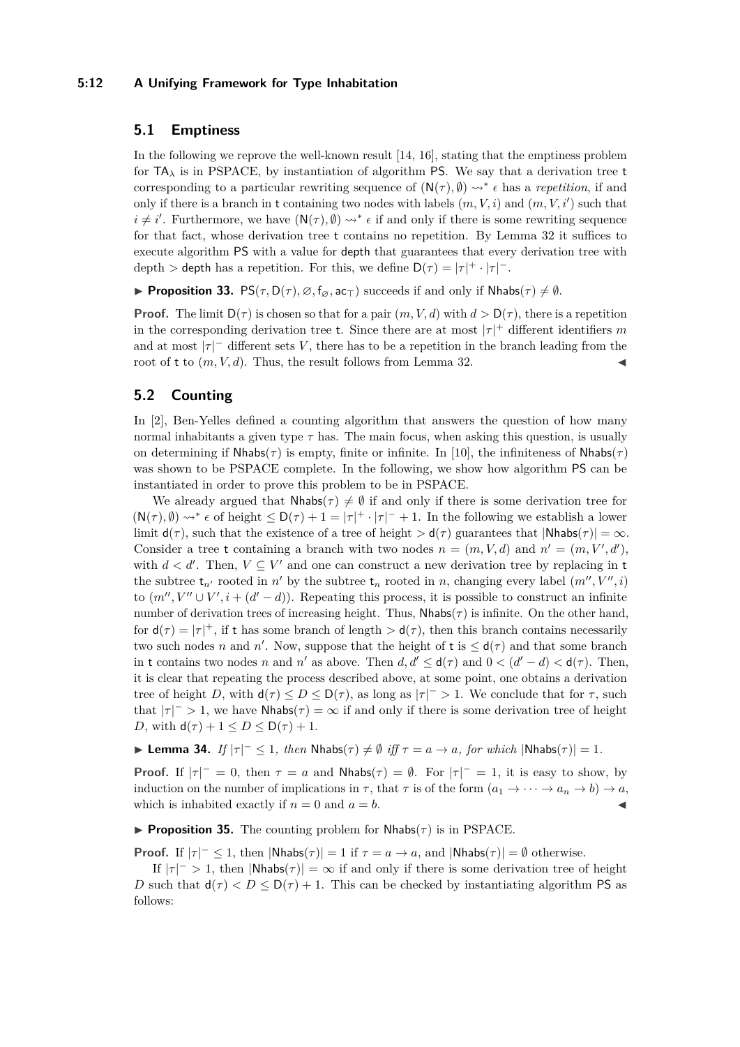## 5.1 Emptiness

In the following we reprove the well-known result [14, 16], stating that the emptiness problem for $\mathsf{TA}_\lambda$ is in PSPACE, by instantiation of algorithm $\mathsf{PS}$. We say that a derivation tree $\mathsf{t}$ corresponding to a particular rewriting sequence of $(\mathsf{N}(\tau), \emptyset) \rightsquigarrow^* \epsilon$ has a *repetition*, if and only if there is a branch in $\mathsf{t}$ containing two nodes with labels $(m, V, i)$ and $(m, V, i')$ such that $i \neq i'$. Furthermore, we have $(\mathsf{N}(\tau), \emptyset) \rightsquigarrow^* \epsilon$ if and only if there is some rewriting sequence for that fact, whose derivation tree $\mathsf{t}$ contains no repetition. By Lemma 32 it suffices to execute algorithm $\mathsf{PS}$ with a value for $\mathsf{depth}$ that guarantees that every derivation tree with depth $> \mathsf{depth}$ has a repetition. For this, we define $\mathsf{D}(\tau) = |\tau|^+ \cdot |\tau|^-$.

▶ **Proposition 33.** $\mathsf{PS}(\tau, \mathsf{D}(\tau), \varnothing, \mathsf{f}_\varnothing, \mathsf{ac}_\top)$ succeeds if and only if $\mathsf{Nhabs}(\tau) \neq \emptyset$.

**Proof.** The limit $\mathsf{D}(\tau)$ is chosen so that for a pair $(m, V, d)$ with $d > \mathsf{D}(\tau)$, there is a repetition in the corresponding derivation tree $\mathsf{t}$. Since there are at most $|\tau|^+$ different identifiers $m$ and at most $|\tau|^-$ different sets $V$, there has to be a repetition in the branch leading from the root of $\mathsf{t}$ to $(m, V, d)$. Thus, the result follows from Lemma 32. ◀

## 5.2 Counting

In [2], Ben-Yelles defined a counting algorithm that answers the question of how many normal inhabitants a given type $\tau$ has. The main focus, when asking this question, is usually on determining if $\mathsf{Nhabs}(\tau)$ is empty, finite or infinite. In [10], the infiniteness of $\mathsf{Nhabs}(\tau)$ was shown to be PSPACE complete. In the following, we show how algorithm $\mathsf{PS}$ can be instantiated in order to prove this problem to be in PSPACE.

We already argued that $\mathsf{Nhabs}(\tau) \neq \emptyset$ if and only if there is some derivation tree for $(\mathsf{N}(\tau), \emptyset) \rightsquigarrow^* \epsilon$ of height $\leq \mathsf{D}(\tau) + 1 = |\tau|^+ \cdot |\tau|^- + 1$. In the following we establish a lower limit $\mathsf{d}(\tau)$, such that the existence of a tree of height $> \mathsf{d}(\tau)$ guarantees that $|\mathsf{Nhabs}(\tau)| = \infty$. Consider a tree $\mathsf{t}$ containing a branch with two nodes $n = (m, V, d)$ and $n' = (m, V', d')$, with $d < d'$. Then, $V \subseteq V'$ and one can construct a new derivation tree by replacing in $\mathsf{t}$ the subtree $\mathsf{t}_{n'}$ rooted in $n'$ by the subtree $\mathsf{t}_n$ rooted in $n$, changing every label $(m'', V'', i)$ to $(m'', V'' \cup V', i + (d' - d))$. Repeating this process, it is possible to construct an infinite number of derivation trees of increasing height. Thus, $\mathsf{Nhabs}(\tau)$ is infinite. On the other hand, for $\mathsf{d}(\tau) = |\tau|^+$, if $\mathsf{t}$ has some branch of length $> \mathsf{d}(\tau)$, then this branch contains necessarily two such nodes $n$ and $n'$. Now, suppose that the height of $\mathsf{t}$ is $\leq \mathsf{d}(\tau)$ and that some branch in $\mathsf{t}$ contains two nodes $n$ and $n'$ as above. Then $d, d' \leq \mathsf{d}(\tau)$ and $0 < (d' - d) < \mathsf{d}(\tau)$. Then, it is clear that repeating the process described above, at some point, one obtains a derivation tree of height $D$, with $\mathsf{d}(\tau) \leq D \leq \mathsf{D}(\tau)$, as long as $|\tau|^- > 1$. We conclude that for $\tau$, such that $|\tau|^- > 1$, we have $\mathsf{Nhabs}(\tau) = \infty$ if and only if there is some derivation tree of height $D$, with $\mathsf{d}(\tau) + 1 \leq D \leq \mathsf{D}(\tau) + 1$.

▶ **Lemma 34.** *If $|\tau|^- \leq 1$, then $\mathsf{Nhabs}(\tau) \neq \emptyset$ iff $\tau = a \to a$, for which $|\mathsf{Nhabs}(\tau)| = 1$.*

**Proof.** If $|\tau|^- = 0$, then $\tau = a$ and $\mathsf{Nhabs}(\tau) = \emptyset$. For $|\tau|^- = 1$, it is easy to show, by induction on the number of implications in $\tau$, that $\tau$ is of the form $(a_1 \to \cdots \to a_n \to b) \to a$, which is inhabited exactly if $n = 0$ and $a = b$. ◀

▶ **Proposition 35.** The counting problem for $\mathsf{Nhabs}(\tau)$ is in PSPACE.

**Proof.** If $|\tau|^- \leq 1$, then $|\mathsf{Nhabs}(\tau)| = 1$ if $\tau = a \to a$, and $|\mathsf{Nhabs}(\tau)| = \emptyset$ otherwise.

If $|\tau|^- > 1$, then $|\mathsf{Nhabs}(\tau)| = \infty$ if and only if there is some derivation tree of height $D$ such that $\mathsf{d}(\tau) < D \leq \mathsf{D}(\tau) + 1$. This can be checked by instantiating algorithm $\mathsf{PS}$ as follows: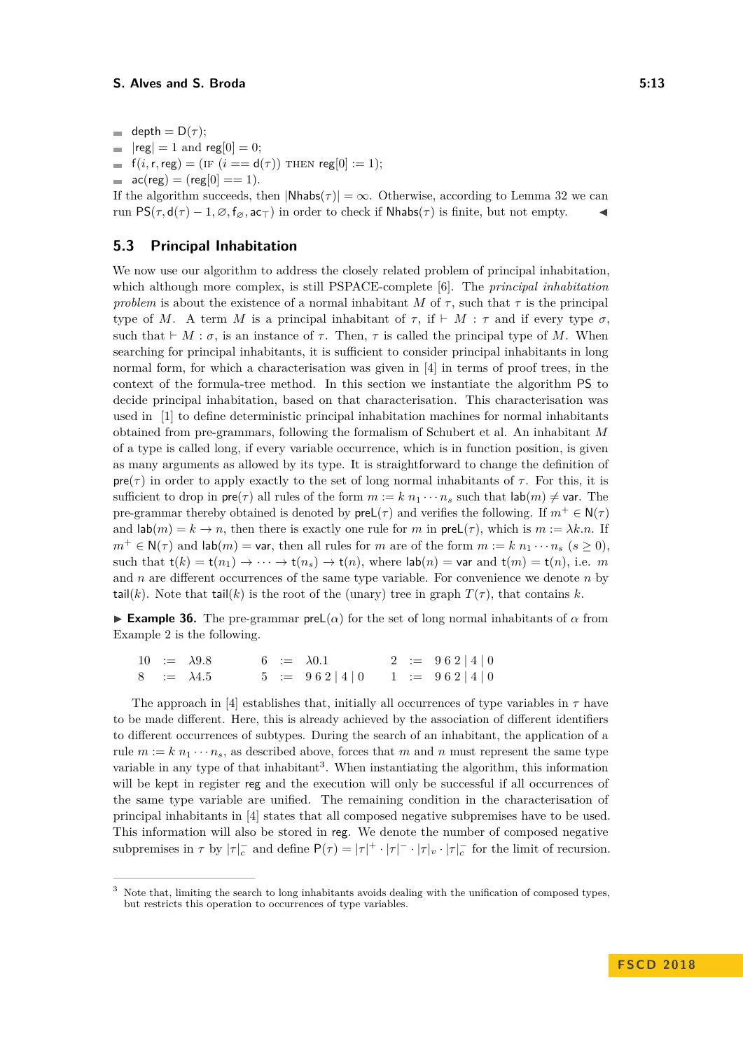- $\mathsf{depth} = \mathsf{D}(\tau)$;
- $|\mathsf{reg}| = 1$ and $\mathsf{reg}[0] = 0$;
- $\mathsf{f}(i, \mathsf{r}, \mathsf{reg}) = (\text{IF } (i == \mathsf{d}(\tau)) \text{ THEN } \mathsf{reg}[0] := 1)$;
- $\mathsf{ac}(\mathsf{reg}) = (\mathsf{reg}[0] == 1)$.

If the algorithm succeeds, then $|\mathsf{Nhabs}(\tau)| = \infty$. Otherwise, according to Lemma 32 we can run $\mathsf{PS}(\tau, \mathsf{d}(\tau) - 1, \varnothing, \mathsf{f}_\varnothing, \mathsf{ac}_\top)$ in order to check if $\mathsf{Nhabs}(\tau)$ is finite, but not empty. ◀

## 5.3 Principal Inhabitation

We now use our algorithm to address the closely related problem of principal inhabitation, which although more complex, is still PSPACE-complete [6]. The *principal inhabitation problem* is about the existence of a normal inhabitant $M$ of $\tau$, such that $\tau$ is the principal type of $M$. A term $M$ is a principal inhabitant of $\tau$, if $\vdash M : \tau$ and if every type $\sigma$, such that $\vdash M : \sigma$, is an instance of $\tau$. Then, $\tau$ is called the principal type of $M$. When searching for principal inhabitants, it is sufficient to consider principal inhabitants in long normal form, for which a characterisation was given in [4] in terms of proof trees, in the context of the formula-tree method. In this section we instantiate the algorithm $\mathsf{PS}$ to decide principal inhabitation, based on that characterisation. This characterisation was used in [1] to define deterministic principal inhabitation machines for normal inhabitants obtained from pre-grammars, following the formalism of Schubert et al. An inhabitant $M$ of a type is called long, if every variable occurrence, which is in function position, is given as many arguments as allowed by its type. It is straightforward to change the definition of $\mathsf{pre}(\tau)$ in order to apply exactly to the set of long normal inhabitants of $\tau$. For this, it is sufficient to drop in $\mathsf{pre}(\tau)$ all rules of the form $m := k\ n_1 \cdots n_s$ such that $\mathsf{lab}(m) \neq \mathsf{var}$. The pre-grammar thereby obtained is denoted by $\mathsf{preL}(\tau)$ and verifies the following. If $m^+ \in \mathsf{N}(\tau)$ and $\mathsf{lab}(m) = k \to n$, then there is exactly one rule for $m$ in $\mathsf{preL}(\tau)$, which is $m := \lambda k.n$. If $m^+ \in \mathsf{N}(\tau)$ and $\mathsf{lab}(m) = \mathsf{var}$, then all rules for $m$ are of the form $m := k\ n_1 \cdots n_s$ $(s \geq 0)$, such that $\mathsf{t}(k) = \mathsf{t}(n_1) \to \cdots \to \mathsf{t}(n_s) \to \mathsf{t}(n)$, where $\mathsf{lab}(n) = \mathsf{var}$ and $\mathsf{t}(m) = \mathsf{t}(n)$, i.e. $m$ and $n$ are different occurrences of the same type variable. For convenience we denote $n$ by $\mathsf{tail}(k)$. Note that $\mathsf{tail}(k)$ is the root of the (unary) tree in graph $T(\tau)$, that contains $k$.

▶ **Example 36.** The pre-grammar $\mathsf{preL}(\alpha)$ for the set of long normal inhabitants of $\alpha$ from Example 2 is the following.

$$
\begin{array}{lllllllll}
10 & := & \lambda 9.8 & \quad 6 & := & \lambda 0.1 & \quad 2 & := & 9\ 6\ 2 \mid 4 \mid 0 \\
8 & := & \lambda 4.5 & \quad 5 & := & 9\ 6\ 2 \mid 4 \mid 0 & \quad 1 & := & 9\ 6\ 2 \mid 4 \mid 0
\end{array}
$$

The approach in [4] establishes that, initially all occurrences of type variables in $\tau$ have to be made different. Here, this is already achieved by the association of different identifiers to different occurrences of subtypes. During the search of an inhabitant, the application of a rule $m := k\ n_1 \cdots n_s$, as described above, forces that $m$ and $n$ must represent the same type variable in any type of that inhabitant[3]. When instantiating the algorithm, this information will be kept in register $\mathsf{reg}$ and the execution will only be successful if all occurrences of the same type variable are unified. The remaining condition in the characterisation of principal inhabitants in [4] states that all composed negative subpremises have to be used. This information will also be stored in $\mathsf{reg}$. We denote the number of composed negative subpremises in $\tau$ by $|\tau|_c^-$ and define $\mathsf{P}(\tau) = |\tau|^+ \cdot |\tau|^- \cdot |\tau|_v \cdot |\tau|_c^-$ for the limit of recursion.

---

[3] Note that, limiting the search to long inhabitants avoids dealing with the unification of composed types, but restricts this operation to occurrences of type variables.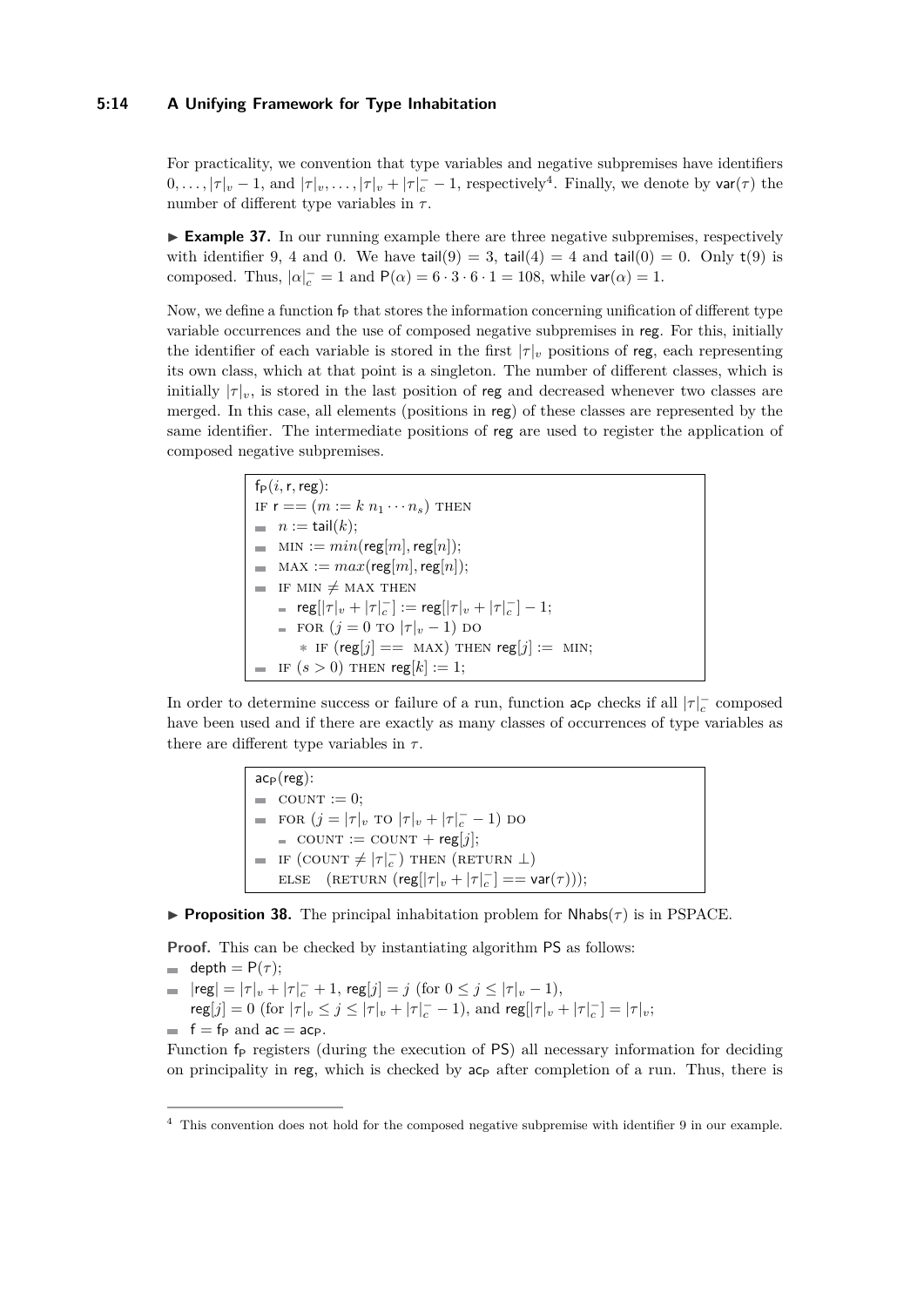For practicality, we convention that type variables and negative subpremises have identifiers $0, \ldots, |\tau|_v - 1$, and $|\tau|_v, \ldots, |\tau|_v + |\tau|_c^- - 1$, respectively[4]. Finally, we denote by $\mathsf{var}(\tau)$ the number of different type variables in $\tau$.

▶ **Example 37.** In our running example there are three negative subpremises, respectively with identifier 9, 4 and 0. We have $\mathsf{tail}(9) = 3$, $\mathsf{tail}(4) = 4$ and $\mathsf{tail}(0) = 0$. Only $\mathsf{t}(9)$ is composed. Thus, $|\alpha|_c^- = 1$ and $\mathsf{P}(\alpha) = 6 \cdot 3 \cdot 6 \cdot 1 = 108$, while $\mathsf{var}(\alpha) = 1$.

Now, we define a function $\mathsf{f_P}$ that stores the information concerning unification of different type variable occurrences and the use of composed negative subpremises in $\mathsf{reg}$. For this, initially the identifier of each variable is stored in the first $|\tau|_v$ positions of $\mathsf{reg}$, each representing its own class, which at that point is a singleton. The number of different classes, which is initially $|\tau|_v$, is stored in the last position of $\mathsf{reg}$ and decreased whenever two classes are merged. In this case, all elements (positions in $\mathsf{reg}$) of these classes are represented by the same identifier. The intermediate positions of $\mathsf{reg}$ are used to register the application of composed negative subpremises.

```
f_P(i, r, reg):
IF r == (m := k n_1 ··· n_s) THEN
  - n := tail(k);
  - MIN := min(reg[m], reg[n]);
  - MAX := max(reg[m], reg[n]);
  - IF MIN ≠ MAX THEN
      - reg[|τ|_v + |τ|_c^-] := reg[|τ|_v + |τ|_c^-] − 1;
      - FOR (j = 0 TO |τ|_v − 1) DO
          * IF (reg[j] == MAX) THEN reg[j] := MIN;
  - IF (s > 0) THEN reg[k] := 1;
```

In order to determine success or failure of a run, function $\mathsf{ac_P}$ checks if all $|\tau|_c^-$ composed have been used and if there are exactly as many classes of occurrences of type variables as there are different type variables in $\tau$.

```
ac_P(reg):
  - COUNT := 0;
  - FOR (j = |τ|_v TO |τ|_v + |τ|_c^- − 1) DO
      - COUNT := COUNT + reg[j];
  - IF (COUNT ≠ |τ|_c^-) THEN (RETURN ⊥)
    ELSE   (RETURN (reg[|τ|_v + |τ|_c^-] == var(τ)));
```

▶ **Proposition 38.** The principal inhabitation problem for $\mathsf{Nhabs}(\tau)$ is in PSPACE.

**Proof.** This can be checked by instantiating algorithm PS as follows:

- $\mathsf{depth} = \mathsf{P}(\tau)$;
- $|\mathsf{reg}| = |\tau|_v + |\tau|_c^- + 1$, $\mathsf{reg}[j] = j$ (for $0 \leq j \leq |\tau|_v - 1$), $\mathsf{reg}[j] = 0$ (for $|\tau|_v \leq j \leq |\tau|_v + |\tau|_c^- - 1$), and $\mathsf{reg}[|\tau|_v + |\tau|_c^-] = |\tau|_v$;
- $\mathsf{f} = \mathsf{f_P}$ and $\mathsf{ac} = \mathsf{ac_P}$.

Function $\mathsf{f_P}$ registers (during the execution of PS) all necessary information for deciding on principality in $\mathsf{reg}$, which is checked by $\mathsf{ac_P}$ after completion of a run. Thus, there is

[4] This convention does not hold for the composed negative subpremise with identifier 9 in our example.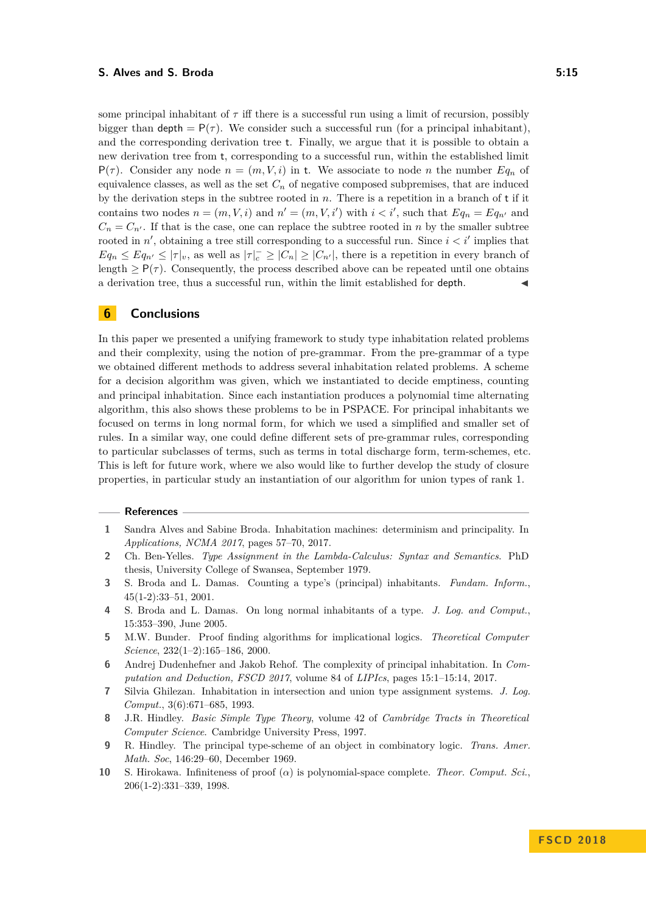some principal inhabitant of $\tau$ iff there is a successful run using a limit of recursion, possibly bigger than $\mathsf{depth} = \mathsf{P}(\tau)$. We consider such a successful run (for a principal inhabitant), and the corresponding derivation tree $\mathsf{t}$. Finally, we argue that it is possible to obtain a new derivation tree from $\mathsf{t}$, corresponding to a successful run, within the established limit $\mathsf{P}(\tau)$. Consider any node $n = (m, V, i)$ in $\mathsf{t}$. We associate to node $n$ the number $Eq_n$ of equivalence classes, as well as the set $C_n$ of negative composed subpremises, that are induced by the derivation steps in the subtree rooted in $n$. There is a repetition in a branch of $\mathsf{t}$ if it contains two nodes $n = (m, V, i)$ and $n' = (m, V, i')$ with $i < i'$, such that $Eq_n = Eq_{n'}$ and $C_n = C_{n'}$. If that is the case, one can replace the subtree rooted in $n$ by the smaller subtree rooted in $n'$, obtaining a tree still corresponding to a successful run. Since $i < i'$ implies that $Eq_n \leq Eq_{n'} \leq |\tau|_v$, as well as $|\tau|_c^- \geq |C_n| \geq |C_{n'}|$, there is a repetition in every branch of length $\geq \mathsf{P}(\tau)$. Consequently, the process described above can be repeated until one obtains a derivation tree, thus a successful run, within the limit established for $\mathsf{depth}$. ◀

## 6 Conclusions

In this paper we presented a unifying framework to study type inhabitation related problems and their complexity, using the notion of pre-grammar. From the pre-grammar of a type we obtained different methods to address several inhabitation related problems. A scheme for a decision algorithm was given, which we instantiated to decide emptiness, counting and principal inhabitation. Since each instantiation produces a polynomial time alternating algorithm, this also shows these problems to be in PSPACE. For principal inhabitants we focused on terms in long normal form, for which we used a simplified and smaller set of rules. In a similar way, one could define different sets of pre-grammar rules, corresponding to particular subclasses of terms, such as terms in total discharge form, term-schemes, etc. This is left for future work, where we also would like to further develop the study of closure properties, in particular study an instantiation of our algorithm for union types of rank 1.

## References

1. Sandra Alves and Sabine Broda. Inhabitation machines: determinism and principality. In *Applications, NCMA 2017*, pages 57–70, 2017.
2. Ch. Ben-Yelles. *Type Assignment in the Lambda-Calculus: Syntax and Semantics*. PhD thesis, University College of Swansea, September 1979.
3. S. Broda and L. Damas. Counting a type's (principal) inhabitants. *Fundam. Inform.*, 45(1-2):33–51, 2001.
4. S. Broda and L. Damas. On long normal inhabitants of a type. *J. Log. and Comput.*, 15:353–390, June 2005.
5. M.W. Bunder. Proof finding algorithms for implicational logics. *Theoretical Computer Science*, 232(1–2):165–186, 2000.
6. Andrej Dudenhefner and Jakob Rehof. The complexity of principal inhabitation. In *Computation and Deduction, FSCD 2017*, volume 84 of *LIPIcs*, pages 15:1–15:14, 2017.
7. Silvia Ghilezan. Inhabitation in intersection and union type assignment systems. *J. Log. Comput.*, 3(6):671–685, 1993.
8. J.R. Hindley. *Basic Simple Type Theory*, volume 42 of *Cambridge Tracts in Theoretical Computer Science*. Cambridge University Press, 1997.
9. R. Hindley. The principal type-scheme of an object in combinatory logic. *Trans. Amer. Math. Soc*, 146:29–60, December 1969.
10. S. Hirokawa. Infiniteness of proof ($\alpha$) is polynomial-space complete. *Theor. Comput. Sci.*, 206(1-2):331–339, 1998.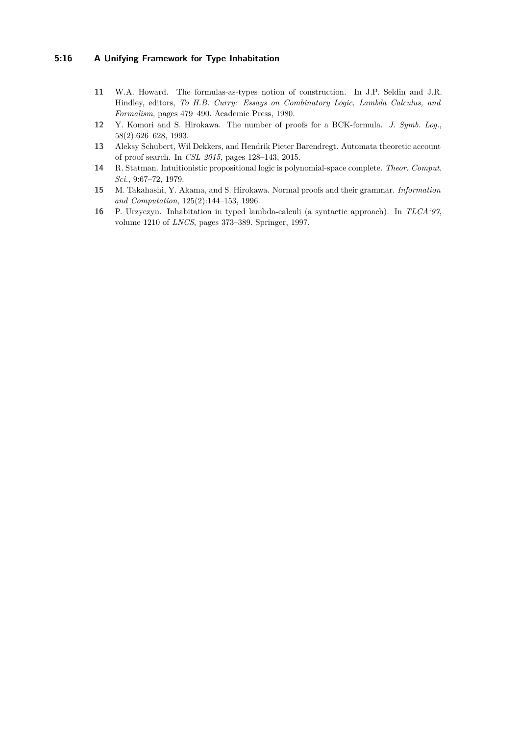11 W.A. Howard. The formulas-as-types notion of construction. In J.P. Seldin and J.R. Hindley, editors, *To H.B. Curry: Essays on Combinatory Logic, Lambda Calculus, and Formalism*, pages 479–490. Academic Press, 1980.

12 Y. Komori and S. Hirokawa. The number of proofs for a BCK-formula. *J. Symb. Log.*, 58(2):626–628, 1993.

13 Aleksy Schubert, Wil Dekkers, and Hendrik Pieter Barendregt. Automata theoretic account of proof search. In *CSL 2015*, pages 128–143, 2015.

14 R. Statman. Intuitionistic propositional logic is polynomial-space complete. *Theor. Comput. Sci.*, 9:67–72, 1979.

15 M. Takahashi, Y. Akama, and S. Hirokawa. Normal proofs and their grammar. *Information and Computation*, 125(2):144–153, 1996.

16 P. Urzyczyn. Inhabitation in typed lambda-calculi (a syntactic approach). In *TLCA'97*, volume 1210 of *LNCS*, pages 373–389. Springer, 1997.